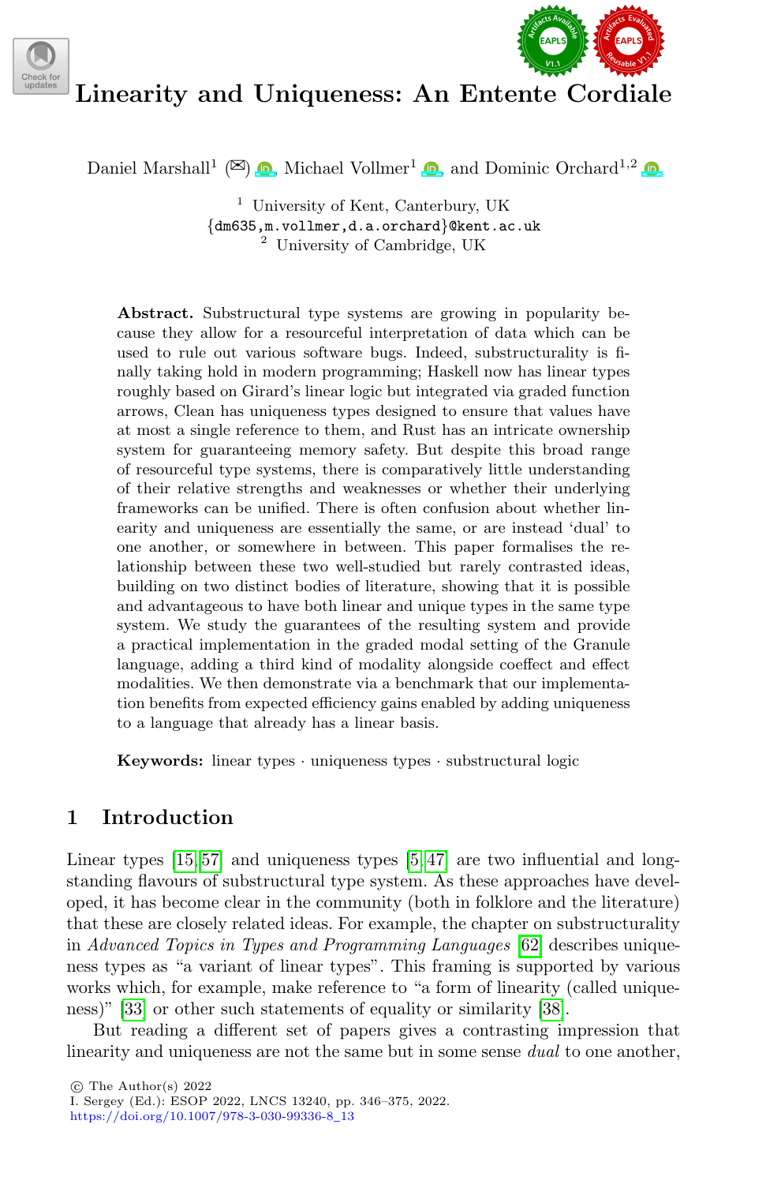# Linearity and Uniqueness: An Entente Cordiale

Daniel Marshall[1] (✉), Michael Vollmer[1], and Dominic Orchard[1,2]

[1] University of Kent, Canterbury, UK
{dm635,m.vollmer,d.a.orchard}@kent.ac.uk
[2] University of Cambridge, UK

**Abstract.** Substructural type systems are growing in popularity because they allow for a resourceful interpretation of data which can be used to rule out various software bugs. Indeed, substructurality is finally taking hold in modern programming; Haskell now has linear types roughly based on Girard's linear logic but integrated via graded function arrows, Clean has uniqueness types designed to ensure that values have at most a single reference to them, and Rust has an intricate ownership system for guaranteeing memory safety. But despite this broad range of resourceful type systems, there is comparatively little understanding of their relative strengths and weaknesses or whether their underlying frameworks can be unified. There is often confusion about whether linearity and uniqueness are essentially the same, or are instead 'dual' to one another, or somewhere in between. This paper formalises the relationship between these two well-studied but rarely contrasted ideas, building on two distinct bodies of literature, showing that it is possible and advantageous to have both linear and unique types in the same type system. We study the guarantees of the resulting system and provide a practical implementation in the graded modal setting of the Granule language, adding a third kind of modality alongside coeffect and effect modalities. We then demonstrate via a benchmark that our implementation benefits from expected efficiency gains enabled by adding uniqueness to a language that already has a linear basis.

**Keywords:** linear types · uniqueness types · substructural logic

## 1 Introduction

Linear types [15,57] and uniqueness types [5,47] are two influential and long-standing flavours of substructural type system. As these approaches have developed, it has become clear in the community (both in folklore and the literature) that these are closely related ideas. For example, the chapter on substructurality in *Advanced Topics in Types and Programming Languages* [62] describes uniqueness types as "a variant of linear types". This framing is supported by various works which, for example, make reference to "a form of linearity (called uniqueness)" [33] or other such statements of equality or similarity [38].

But reading a different set of papers gives a contrasting impression that linearity and uniqueness are not the same but in some sense *dual* to one another,

© The Author(s) 2022
I. Sergey (Ed.): ESOP 2022, LNCS 13240, pp. 346–375, 2022.
https://doi.org/10.1007/978-3-030-99336-8_13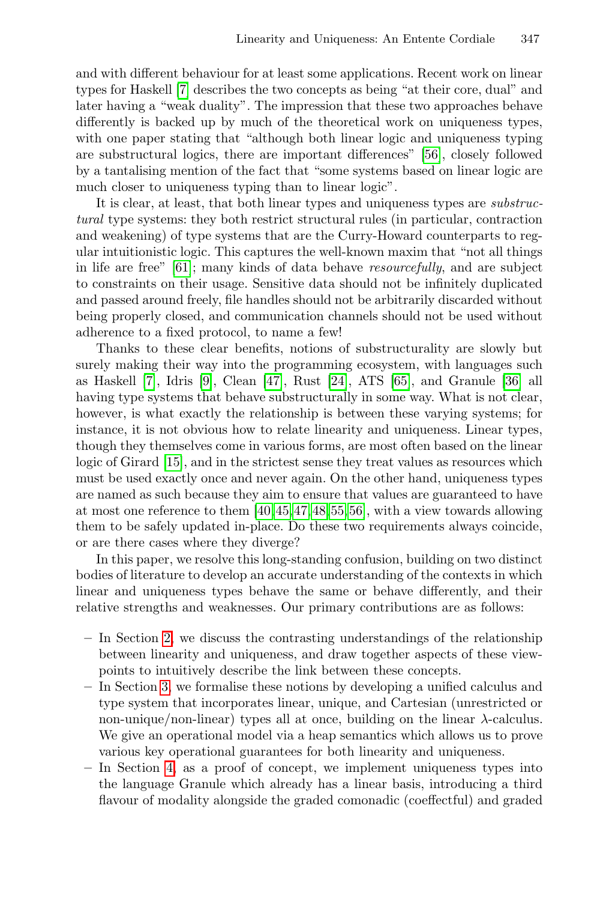and with different behaviour for at least some applications. Recent work on linear types for Haskell [7] describes the two concepts as being "at their core, dual" and later having a "weak duality". The impression that these two approaches behave differently is backed up by much of the theoretical work on uniqueness types, with one paper stating that "although both linear logic and uniqueness typing are substructural logics, there are important differences" [56], closely followed by a tantalising mention of the fact that "some systems based on linear logic are much closer to uniqueness typing than to linear logic".

It is clear, at least, that both linear types and uniqueness types are *substructural* type systems: they both restrict structural rules (in particular, contraction and weakening) of type systems that are the Curry-Howard counterparts to regular intuitionistic logic. This captures the well-known maxim that "not all things in life are free" [61]; many kinds of data behave *resourcefully*, and are subject to constraints on their usage. Sensitive data should not be infinitely duplicated and passed around freely, file handles should not be arbitrarily discarded without being properly closed, and communication channels should not be used without adherence to a fixed protocol, to name a few!

Thanks to these clear benefits, notions of substructurality are slowly but surely making their way into the programming ecosystem, with languages such as Haskell [7], Idris [9], Clean [47], Rust [24], ATS [65], and Granule [36] all having type systems that behave substructurally in some way. What is not clear, however, is what exactly the relationship is between these varying systems; for instance, it is not obvious how to relate linearity and uniqueness. Linear types, though they themselves come in various forms, are most often based on the linear logic of Girard [15], and in the strictest sense they treat values as resources which must be used exactly once and never again. On the other hand, uniqueness types are named as such because they aim to ensure that values are guaranteed to have at most one reference to them [40,45,47,48,55,56], with a view towards allowing them to be safely updated in-place. Do these two requirements always coincide, or are there cases where they diverge?

In this paper, we resolve this long-standing confusion, building on two distinct bodies of literature to develop an accurate understanding of the contexts in which linear and uniqueness types behave the same or behave differently, and their relative strengths and weaknesses. Our primary contributions are as follows:

- In Section 2, we discuss the contrasting understandings of the relationship between linearity and uniqueness, and draw together aspects of these viewpoints to intuitively describe the link between these concepts.
- In Section 3, we formalise these notions by developing a unified calculus and type system that incorporates linear, unique, and Cartesian (unrestricted or non-unique/non-linear) types all at once, building on the linear $\lambda$-calculus. We give an operational model via a heap semantics which allows us to prove various key operational guarantees for both linearity and uniqueness.
- In Section 4, as a proof of concept, we implement uniqueness types into the language Granule which already has a linear basis, introducing a third flavour of modality alongside the graded comonadic (coeffectful) and graded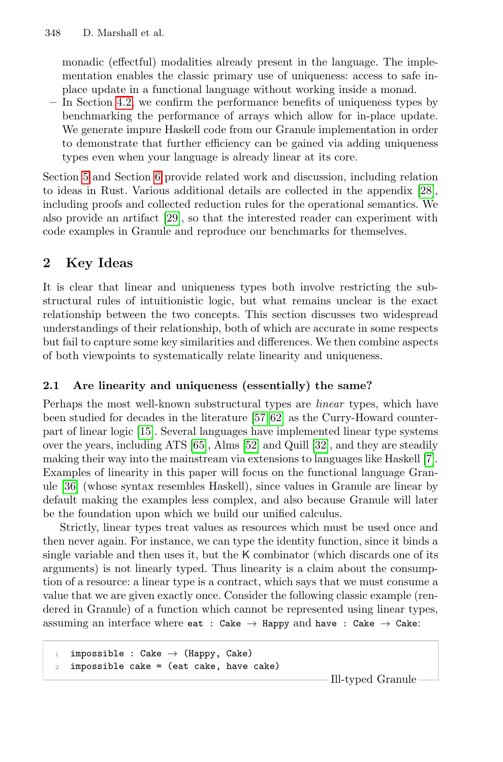monadic (effectful) modalities already present in the language. The implementation enables the classic primary use of uniqueness: access to safe in-place update in a functional language without working inside a monad.

– In Section 4.2, we confirm the performance benefits of uniqueness types by benchmarking the performance of arrays which allow for in-place update. We generate impure Haskell code from our Granule implementation in order to demonstrate that further efficiency can be gained via adding uniqueness types even when your language is already linear at its core.

Section 5 and Section 6 provide related work and discussion, including relation to ideas in Rust. Various additional details are collected in the appendix [28], including proofs and collected reduction rules for the operational semantics. We also provide an artifact [29], so that the interested reader can experiment with code examples in Granule and reproduce our benchmarks for themselves.

## 2 Key Ideas

It is clear that linear and uniqueness types both involve restricting the substructural rules of intuitionistic logic, but what remains unclear is the exact relationship between the two concepts. This section discusses two widespread understandings of their relationship, both of which are accurate in some respects but fail to capture some key similarities and differences. We then combine aspects of both viewpoints to systematically relate linearity and uniqueness.

### 2.1 Are linearity and uniqueness (essentially) the same?

Perhaps the most well-known substructural types are *linear* types, which have been studied for decades in the literature [57,62] as the Curry-Howard counterpart of linear logic [15]. Several languages have implemented linear type systems over the years, including ATS [65], Alms [52] and Quill [32], and they are steadily making their way into the mainstream via extensions to languages like Haskell [7]. Examples of linearity in this paper will focus on the functional language Granule [36] (whose syntax resembles Haskell), since values in Granule are linear by default making the examples less complex, and also because Granule will later be the foundation upon which we build our unified calculus.

Strictly, linear types treat values as resources which must be used once and then never again. For instance, we can type the identity function, since it binds a single variable and then uses it, but the K combinator (which discards one of its arguments) is not linearly typed. Thus linearity is a claim about the consumption of a resource: a linear type is a contract, which says that we must consume a value that we are given exactly once. Consider the following classic example (rendered in Granule) of a function which cannot be represented using linear types, assuming an interface where `eat : Cake → Happy` and `have : Cake → Cake`:

```
impossible : Cake → (Happy, Cake)
impossible cake = (eat cake, have cake)
```

Ill-typed Granule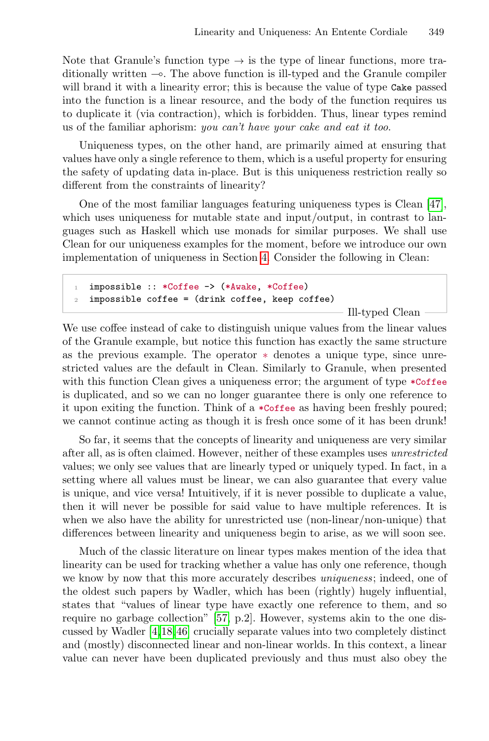Note that Granule's function type → is the type of linear functions, more traditionally written ⊸. The above function is ill-typed and the Granule compiler will brand it with a linearity error; this is because the value of type `Cake` passed into the function is a linear resource, and the body of the function requires us to duplicate it (via contraction), which is forbidden. Thus, linear types remind us of the familiar aphorism: *you can't have your cake and eat it too.*

Uniqueness types, on the other hand, are primarily aimed at ensuring that values have only a single reference to them, which is a useful property for ensuring the safety of updating data in-place. But is this uniqueness restriction really so different from the constraints of linearity?

One of the most familiar languages featuring uniqueness types is Clean [47], which uses uniqueness for mutable state and input/output, in contrast to languages such as Haskell which use monads for similar purposes. We shall use Clean for our uniqueness examples for the moment, before we introduce our own implementation of uniqueness in Section 4. Consider the following in Clean:

```
impossible :: *Coffee -> (*Awake, *Coffee)
impossible coffee = (drink coffee, keep coffee)
```

Ill-typed Clean

We use coffee instead of cake to distinguish unique values from the linear values of the Granule example, but notice this function has exactly the same structure as the previous example. The operator ∗ denotes a unique type, since unrestricted values are the default in Clean. Similarly to Granule, when presented with this function Clean gives a uniqueness error; the argument of type `*Coffee` is duplicated, and so we can no longer guarantee there is only one reference to it upon exiting the function. Think of a `*Coffee` as having been freshly poured; we cannot continue acting as though it is fresh once some of it has been drunk!

So far, it seems that the concepts of linearity and uniqueness are very similar after all, as is often claimed. However, neither of these examples uses *unrestricted* values; we only see values that are linearly typed or uniquely typed. In fact, in a setting where all values must be linear, we can also guarantee that every value is unique, and vice versa! Intuitively, if it is never possible to duplicate a value, then it will never be possible for said value to have multiple references. It is when we also have the ability for unrestricted use (non-linear/non-unique) that differences between linearity and uniqueness begin to arise, as we will soon see.

Much of the classic literature on linear types makes mention of the idea that linearity can be used for tracking whether a value has only one reference, though we know by now that this more accurately describes *uniqueness*; indeed, one of the oldest such papers by Wadler, which has been (rightly) hugely influential, states that "values of linear type have exactly one reference to them, and so require no garbage collection" [57, p.2]. However, systems akin to the one discussed by Wadler [4,18,46] crucially separate values into two completely distinct and (mostly) disconnected linear and non-linear worlds. In this context, a linear value can never have been duplicated previously and thus must also obey the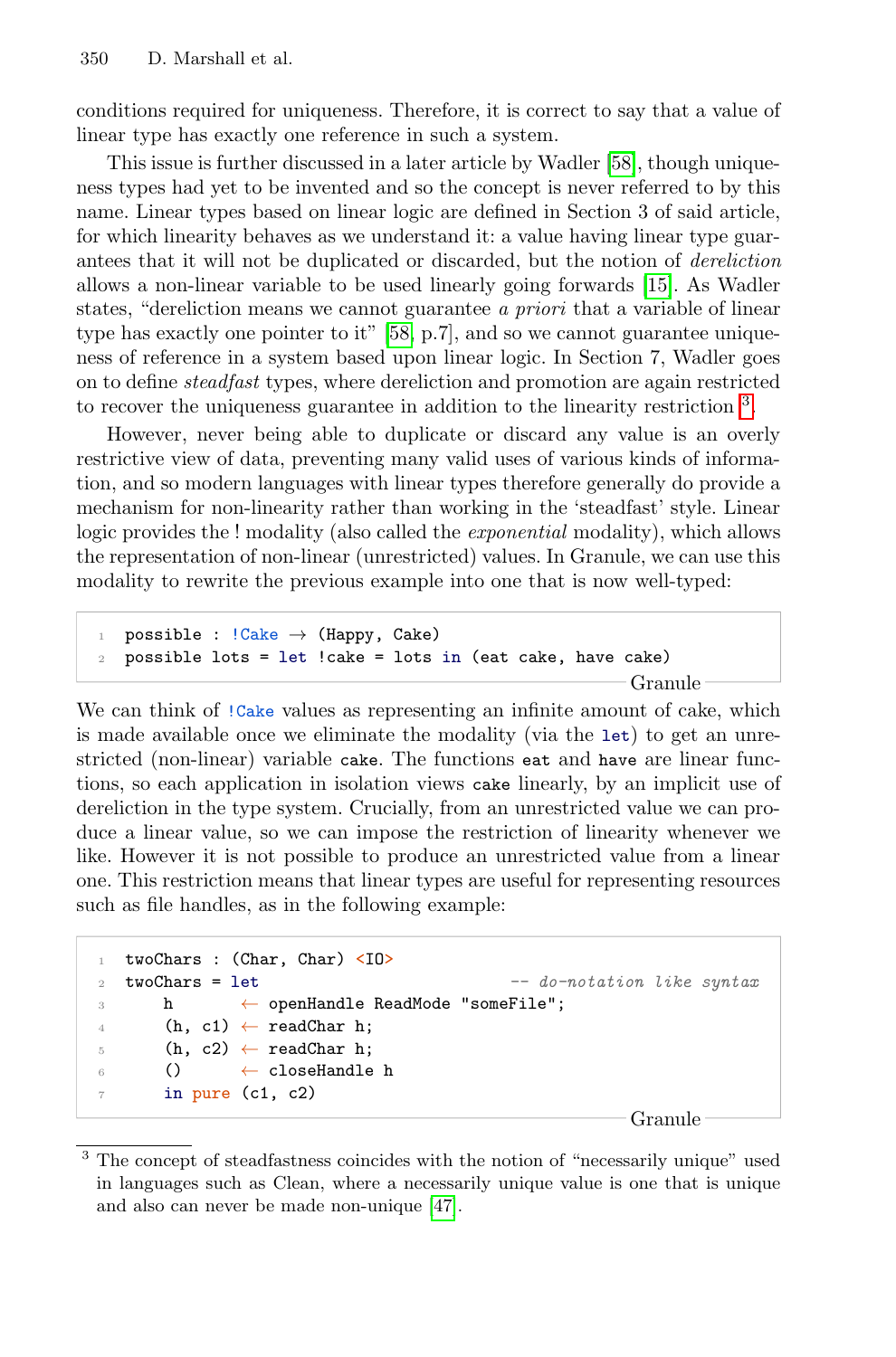conditions required for uniqueness. Therefore, it is correct to say that a value of linear type has exactly one reference in such a system.

This issue is further discussed in a later article by Wadler [58], though uniqueness types had yet to be invented and so the concept is never referred to by this name. Linear types based on linear logic are defined in Section 3 of said article, for which linearity behaves as we understand it: a value having linear type guarantees that it will not be duplicated or discarded, but the notion of *dereliction* allows a non-linear variable to be used linearly going forwards [15]. As Wadler states, "dereliction means we cannot guarantee *a priori* that a variable of linear type has exactly one pointer to it" [58, p.7], and so we cannot guarantee uniqueness of reference in a system based upon linear logic. In Section 7, Wadler goes on to define *steadfast* types, where dereliction and promotion are again restricted to recover the uniqueness guarantee in addition to the linearity restriction [3].

However, never being able to duplicate or discard any value is an overly restrictive view of data, preventing many valid uses of various kinds of information, and so modern languages with linear types therefore generally do provide a mechanism for non-linearity rather than working in the 'steadfast' style. Linear logic provides the ! modality (also called the *exponential* modality), which allows the representation of non-linear (unrestricted) values. In Granule, we can use this modality to rewrite the previous example into one that is now well-typed:

```
possible : !Cake → (Happy, Cake)
possible lots = let !cake = lots in (eat cake, have cake)
```
Granule

We can think of `!Cake` values as representing an infinite amount of cake, which is made available once we eliminate the modality (via the `let`) to get an unrestricted (non-linear) variable `cake`. The functions `eat` and `have` are linear functions, so each application in isolation views `cake` linearly, by an implicit use of dereliction in the type system. Crucially, from an unrestricted value we can produce a linear value, so we can impose the restriction of linearity whenever we like. However it is not possible to produce an unrestricted value from a linear one. This restriction means that linear types are useful for representing resources such as file handles, as in the following example:

```
twoChars : (Char, Char) <IO>
twoChars = let                             -- do-notation like syntax
    h       ← openHandle ReadMode "someFile";
    (h, c1) ← readChar h;
    (h, c2) ← readChar h;
    ()      ← closeHandle h
    in pure (c1, c2)
```
Granule

[3] The concept of steadfastness coincides with the notion of "necessarily unique" used in languages such as Clean, where a necessarily unique value is one that is unique and also can never be made non-unique [47].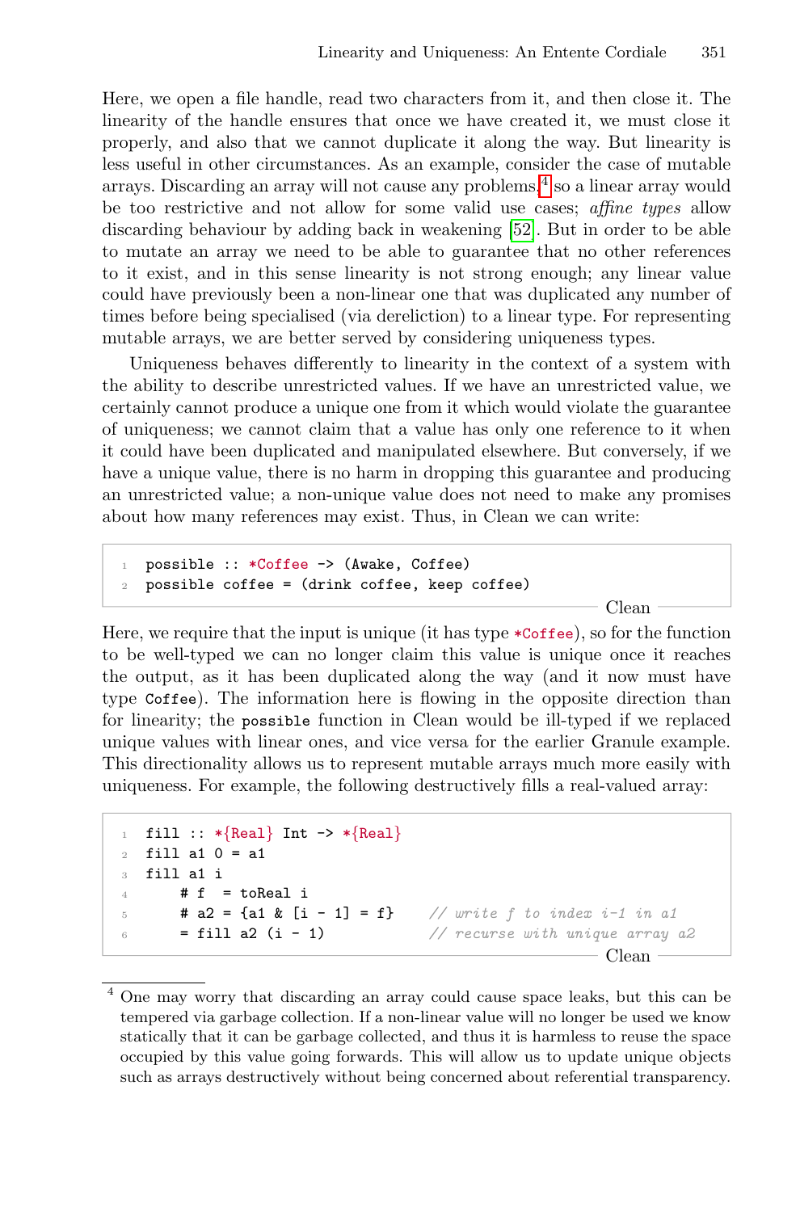Here, we open a file handle, read two characters from it, and then close it. The linearity of the handle ensures that once we have created it, we must close it properly, and also that we cannot duplicate it along the way. But linearity is less useful in other circumstances. As an example, consider the case of mutable arrays. Discarding an array will not cause any problems,[4] so a linear array would be too restrictive and not allow for some valid use cases; *affine types* allow discarding behaviour by adding back in weakening [52]. But in order to be able to mutate an array we need to be able to guarantee that no other references to it exist, and in this sense linearity is not strong enough; any linear value could have previously been a non-linear one that was duplicated any number of times before being specialised (via dereliction) to a linear type. For representing mutable arrays, we are better served by considering uniqueness types.

Uniqueness behaves differently to linearity in the context of a system with the ability to describe unrestricted values. If we have an unrestricted value, we certainly cannot produce a unique one from it which would violate the guarantee of uniqueness; we cannot claim that a value has only one reference to it when it could have been duplicated and manipulated elsewhere. But conversely, if we have a unique value, there is no harm in dropping this guarantee and producing an unrestricted value; a non-unique value does not need to make any promises about how many references may exist. Thus, in Clean we can write:

```
possible :: *Coffee -> (Awake, Coffee)
possible coffee = (drink coffee, keep coffee)
```

Clean

Here, we require that the input is unique (it has type `*Coffee`), so for the function to be well-typed we can no longer claim this value is unique once it reaches the output, as it has been duplicated along the way (and it now must have type `Coffee`). The information here is flowing in the opposite direction than for linearity; the `possible` function in Clean would be ill-typed if we replaced unique values with linear ones, and vice versa for the earlier Granule example. This directionality allows us to represent mutable arrays much more easily with uniqueness. For example, the following destructively fills a real-valued array:

```
fill :: *{Real} Int -> *{Real}
fill a1 0 = a1
fill a1 i
    # f  = toReal i
    # a2 = {a1 & [i - 1] = f}    // write f to index i-1 in a1
    = fill a2 (i - 1)            // recurse with unique array a2
```

Clean

[4] One may worry that discarding an array could cause space leaks, but this can be tempered via garbage collection. If a non-linear value will no longer be used we know statically that it can be garbage collected, and thus it is harmless to reuse the space occupied by this value going forwards. This will allow us to update unique objects such as arrays destructively without being concerned about referential transparency.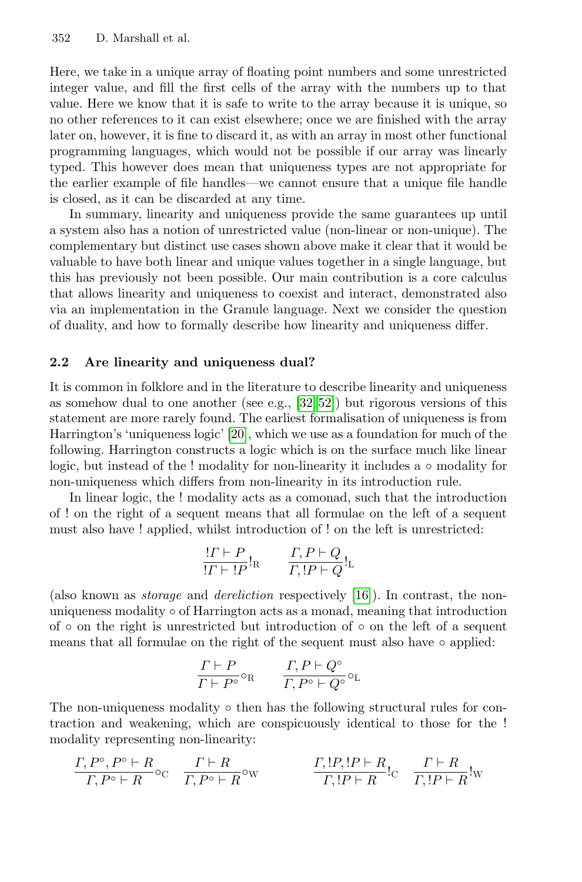Here, we take in a unique array of floating point numbers and some unrestricted integer value, and fill the first cells of the array with the numbers up to that value. Here we know that it is safe to write to the array because it is unique, so no other references to it can exist elsewhere; once we are finished with the array later on, however, it is fine to discard it, as with an array in most other functional programming languages, which would not be possible if our array was linearly typed. This however does mean that uniqueness types are not appropriate for the earlier example of file handles—we cannot ensure that a unique file handle is closed, as it can be discarded at any time.

In summary, linearity and uniqueness provide the same guarantees up until a system also has a notion of unrestricted value (non-linear or non-unique). The complementary but distinct use cases shown above make it clear that it would be valuable to have both linear and unique values together in a single language, but this has previously not been possible. Our main contribution is a core calculus that allows linearity and uniqueness to coexist and interact, demonstrated also via an implementation in the Granule language. Next we consider the question of duality, and how to formally describe how linearity and uniqueness differ.

### 2.2 Are linearity and uniqueness dual?

It is common in folklore and in the literature to describe linearity and uniqueness as somehow dual to one another (see e.g., [32,52]) but rigorous versions of this statement are more rarely found. The earliest formalisation of uniqueness is from Harrington's 'uniqueness logic' [20], which we use as a foundation for much of the following. Harrington constructs a logic which is on the surface much like linear logic, but instead of the ! modality for non-linearity it includes a $\circ$ modality for non-uniqueness which differs from non-linearity in its introduction rule.

In linear logic, the ! modality acts as a comonad, such that the introduction of ! on the right of a sequent means that all formulae on the left of a sequent must also have ! applied, whilst introduction of ! on the left is unrestricted:

$$\frac{!\Gamma \vdash P}{!\Gamma \vdash !P}!_{\mathrm{R}} \qquad \frac{\Gamma, P \vdash Q}{\Gamma, !P \vdash Q}!_{\mathrm{L}}$$

(also known as *storage* and *dereliction* respectively [16]). In contrast, the non-uniqueness modality $\circ$ of Harrington acts as a monad, meaning that introduction of $\circ$ on the right is unrestricted but introduction of $\circ$ on the left of a sequent means that all formulae on the right of the sequent must also have $\circ$ applied:

$$\frac{\Gamma \vdash P}{\Gamma \vdash P^{\circ}}\circ_{\mathrm{R}} \qquad \frac{\Gamma, P \vdash Q^{\circ}}{\Gamma, P^{\circ} \vdash Q^{\circ}}\circ_{\mathrm{L}}$$

The non-uniqueness modality $\circ$ then has the following structural rules for contraction and weakening, which are conspicuously identical to those for the ! modality representing non-linearity:

$$\frac{\Gamma, P^{\circ}, P^{\circ} \vdash R}{\Gamma, P^{\circ} \vdash R}\circ_{\mathrm{C}} \quad \frac{\Gamma \vdash R}{\Gamma, P^{\circ} \vdash R}\circ_{\mathrm{W}} \qquad\qquad \frac{\Gamma, !P, !P \vdash R}{\Gamma, !P \vdash R}!_{\mathrm{C}} \quad \frac{\Gamma \vdash R}{\Gamma, !P \vdash R}!_{\mathrm{W}}$$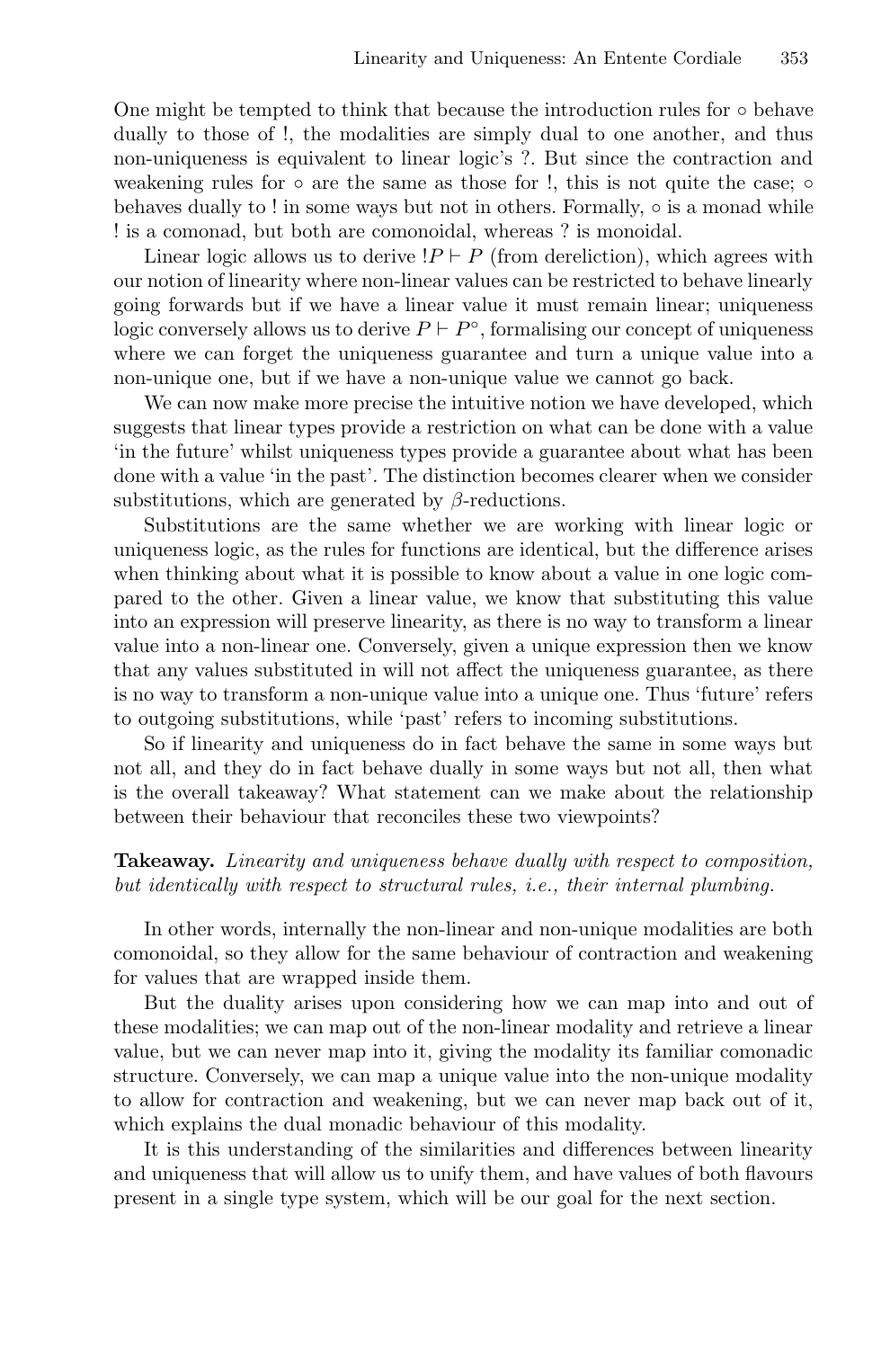One might be tempted to think that because the introduction rules for $\circ$ behave dually to those of !, the modalities are simply dual to one another, and thus non-uniqueness is equivalent to linear logic's ?. But since the contraction and weakening rules for $\circ$ are the same as those for !, this is not quite the case; $\circ$ behaves dually to ! in some ways but not in others. Formally, $\circ$ is a monad while ! is a comonad, but both are comonoidal, whereas ? is monoidal.

Linear logic allows us to derive $!P \vdash P$ (from dereliction), which agrees with our notion of linearity where non-linear values can be restricted to behave linearly going forwards but if we have a linear value it must remain linear; uniqueness logic conversely allows us to derive $P \vdash P^{\circ}$, formalising our concept of uniqueness where we can forget the uniqueness guarantee and turn a unique value into a non-unique one, but if we have a non-unique value we cannot go back.

We can now make more precise the intuitive notion we have developed, which suggests that linear types provide a restriction on what can be done with a value 'in the future' whilst uniqueness types provide a guarantee about what has been done with a value 'in the past'. The distinction becomes clearer when we consider substitutions, which are generated by $\beta$-reductions.

Substitutions are the same whether we are working with linear logic or uniqueness logic, as the rules for functions are identical, but the difference arises when thinking about what it is possible to know about a value in one logic compared to the other. Given a linear value, we know that substituting this value into an expression will preserve linearity, as there is no way to transform a linear value into a non-linear one. Conversely, given a unique expression then we know that any values substituted in will not affect the uniqueness guarantee, as there is no way to transform a non-unique value into a unique one. Thus 'future' refers to outgoing substitutions, while 'past' refers to incoming substitutions.

So if linearity and uniqueness do in fact behave the same in some ways but not all, and they do in fact behave dually in some ways but not all, then what is the overall takeaway? What statement can we make about the relationship between their behaviour that reconciles these two viewpoints?

**Takeaway.** *Linearity and uniqueness behave dually with respect to composition, but identically with respect to structural rules, i.e., their internal plumbing.*

In other words, internally the non-linear and non-unique modalities are both comonoidal, so they allow for the same behaviour of contraction and weakening for values that are wrapped inside them.

But the duality arises upon considering how we can map into and out of these modalities; we can map out of the non-linear modality and retrieve a linear value, but we can never map into it, giving the modality its familiar comonadic structure. Conversely, we can map a unique value into the non-unique modality to allow for contraction and weakening, but we can never map back out of it, which explains the dual monadic behaviour of this modality.

It is this understanding of the similarities and differences between linearity and uniqueness that will allow us to unify them, and have values of both flavours present in a single type system, which will be our goal for the next section.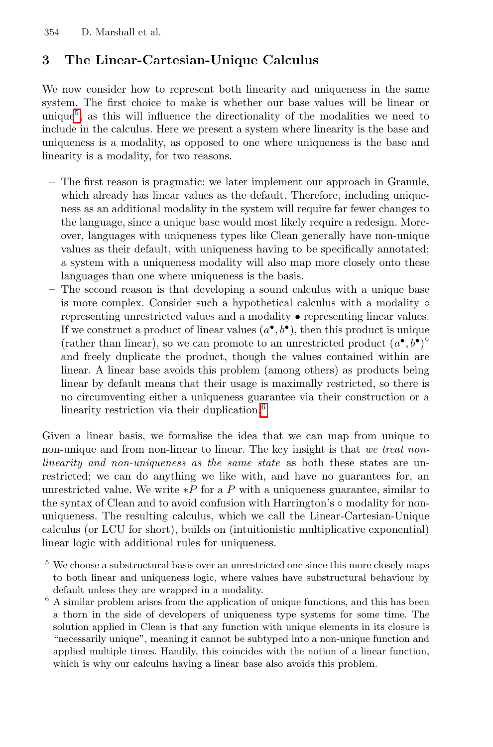## 3 The Linear-Cartesian-Unique Calculus

We now consider how to represent both linearity and uniqueness in the same system. The first choice to make is whether our base values will be linear or unique[5], as this will influence the directionality of the modalities we need to include in the calculus. Here we present a system where linearity is the base and uniqueness is a modality, as opposed to one where uniqueness is the base and linearity is a modality, for two reasons.

- The first reason is pragmatic; we later implement our approach in Granule, which already has linear values as the default. Therefore, including uniqueness as an additional modality in the system will require far fewer changes to the language, since a unique base would most likely require a redesign. Moreover, languages with uniqueness types like Clean generally have non-unique values as their default, with uniqueness having to be specifically annotated; a system with a uniqueness modality will also map more closely onto these languages than one where uniqueness is the basis.
- The second reason is that developing a sound calculus with a unique base is more complex. Consider such a hypothetical calculus with a modality $\circ$ representing unrestricted values and a modality $\bullet$ representing linear values. If we construct a product of linear values $(a^{\bullet}, b^{\bullet})$, then this product is unique (rather than linear), so we can promote to an unrestricted product $(a^{\bullet}, b^{\bullet})^{\circ}$ and freely duplicate the product, though the values contained within are linear. A linear base avoids this problem (among others) as products being linear by default means that their usage is maximally restricted, so there is no circumventing either a uniqueness guarantee via their construction or a linearity restriction via their duplication.[6]

Given a linear basis, we formalise the idea that we can map from unique to non-unique and from non-linear to linear. The key insight is that *we treat non-linearity and non-uniqueness as the same state* as both these states are unrestricted; we can do anything we like with, and have no guarantees for, an unrestricted value. We write $*P$ for a $P$ with a uniqueness guarantee, similar to the syntax of Clean and to avoid confusion with Harrington's $\circ$ modality for non-uniqueness. The resulting calculus, which we call the Linear-Cartesian-Unique calculus (or LCU for short), builds on (intuitionistic multiplicative exponential) linear logic with additional rules for uniqueness.

---

[5] We choose a substructural basis over an unrestricted one since this more closely maps to both linear and uniqueness logic, where values have substructural behaviour by default unless they are wrapped in a modality.

[6] A similar problem arises from the application of unique functions, and this has been a thorn in the side of developers of uniqueness type systems for some time. The solution applied in Clean is that any function with unique elements in its closure is "necessarily unique", meaning it cannot be subtyped into a non-unique function and applied multiple times. Handily, this coincides with the notion of a linear function, which is why our calculus having a linear base also avoids this problem.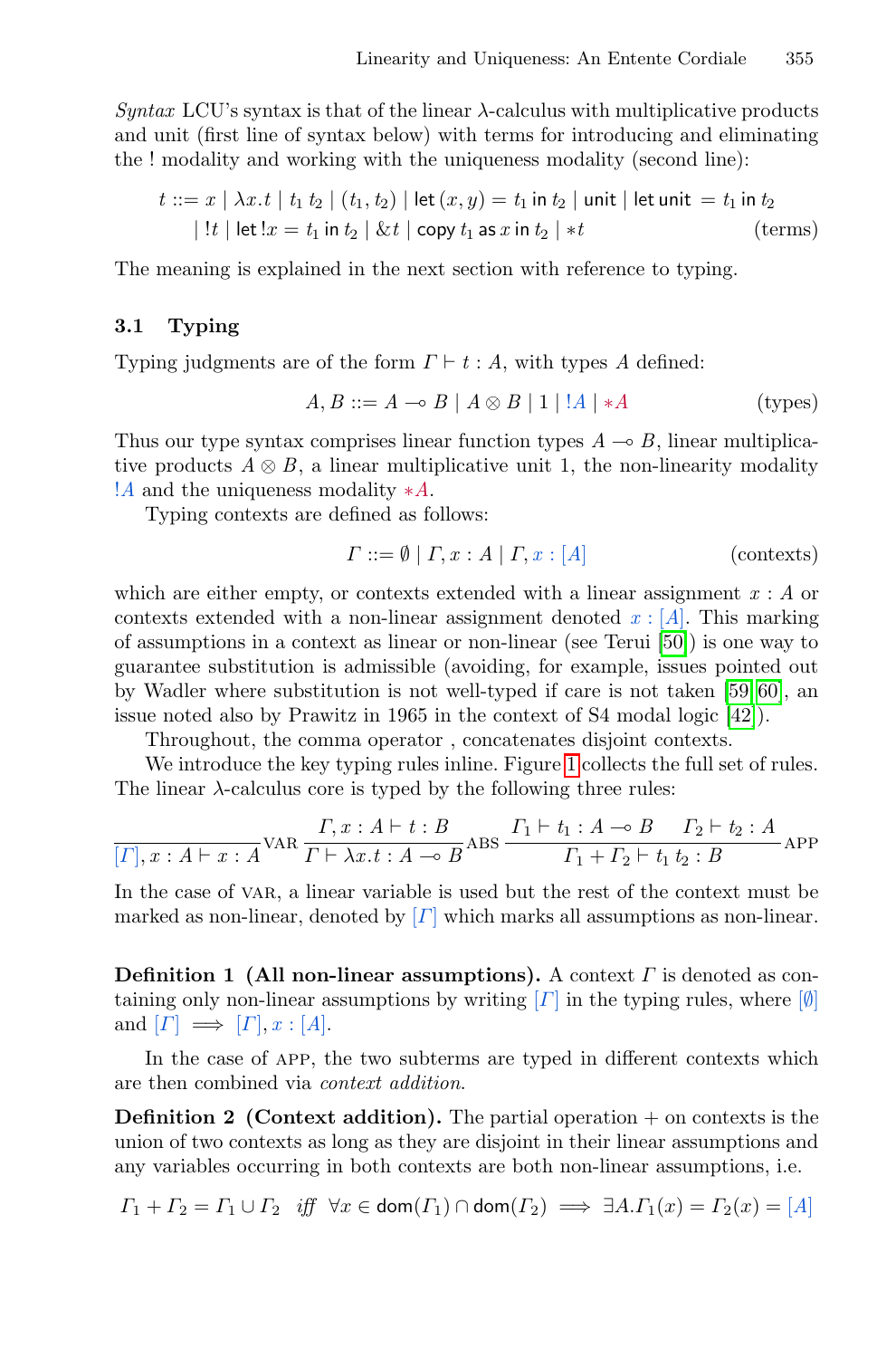*Syntax* LCU's syntax is that of the linear λ-calculus with multiplicative products and unit (first line of syntax below) with terms for introducing and eliminating the ! modality and working with the uniqueness modality (second line):

$$t ::= x \mid \lambda x.t \mid t_1\ t_2 \mid (t_1, t_2) \mid \mathsf{let}\,(x, y) = t_1 \mathsf{\ in\ } t_2 \mid \mathsf{unit} \mid \mathsf{let\ unit} = t_1 \mathsf{\ in\ } t_2$$
$$\mid\ !t \mid \mathsf{let}\ !x = t_1 \mathsf{\ in\ } t_2 \mid \&t \mid \mathsf{copy}\ t_1 \mathsf{\ as\ } x \mathsf{\ in\ } t_2 \mid *t \qquad \text{(terms)}$$

The meaning is explained in the next section with reference to typing.

### 3.1 Typing

Typing judgments are of the form $\Gamma \vdash t : A$, with types $A$ defined:

$$A, B ::= A \multimap B \mid A \otimes B \mid 1 \mid\ !A \mid *A \qquad \text{(types)}$$

Thus our type syntax comprises linear function types $A \multimap B$, linear multiplicative products $A \otimes B$, a linear multiplicative unit 1, the non-linearity modality $!A$ and the uniqueness modality $*A$.

Typing contexts are defined as follows:

$$\Gamma ::= \emptyset \mid \Gamma, x : A \mid \Gamma, x : [A] \qquad \text{(contexts)}$$

which are either empty, or contexts extended with a linear assignment $x : A$ or contexts extended with a non-linear assignment denoted $x : [A]$. This marking of assumptions in a context as linear or non-linear (see Terui [50]) is one way to guarantee substitution is admissible (avoiding, for example, issues pointed out by Wadler where substitution is not well-typed if care is not taken [59,60], an issue noted also by Prawitz in 1965 in the context of S4 modal logic [42]).

Throughout, the comma operator , concatenates disjoint contexts.

We introduce the key typing rules inline. Figure 1 collects the full set of rules. The linear λ-calculus core is typed by the following three rules:

$$\frac{}{[\Gamma], x : A \vdash x : A}\textsc{var} \qquad \frac{\Gamma, x : A \vdash t : B}{\Gamma \vdash \lambda x.t : A \multimap B}\textsc{abs} \qquad \frac{\Gamma_1 \vdash t_1 : A \multimap B \quad \Gamma_2 \vdash t_2 : A}{\Gamma_1 + \Gamma_2 \vdash t_1\ t_2 : B}\textsc{app}$$

In the case of VAR, a linear variable is used but the rest of the context must be marked as non-linear, denoted by $[\Gamma]$ which marks all assumptions as non-linear.

**Definition 1 (All non-linear assumptions).** A context $\Gamma$ is denoted as containing only non-linear assumptions by writing $[\Gamma]$ in the typing rules, where $[\emptyset]$ and $[\Gamma] \implies [\Gamma], x : [A]$.

In the case of APP, the two subterms are typed in different contexts which are then combined via *context addition*.

**Definition 2 (Context addition).** The partial operation + on contexts is the union of two contexts as long as they are disjoint in their linear assumptions and any variables occurring in both contexts are both non-linear assumptions, i.e.

$$\Gamma_1 + \Gamma_2 = \Gamma_1 \cup \Gamma_2 \quad \textit{iff} \quad \forall x \in \mathsf{dom}(\Gamma_1) \cap \mathsf{dom}(\Gamma_2) \implies \exists A. \Gamma_1(x) = \Gamma_2(x) = [A]$$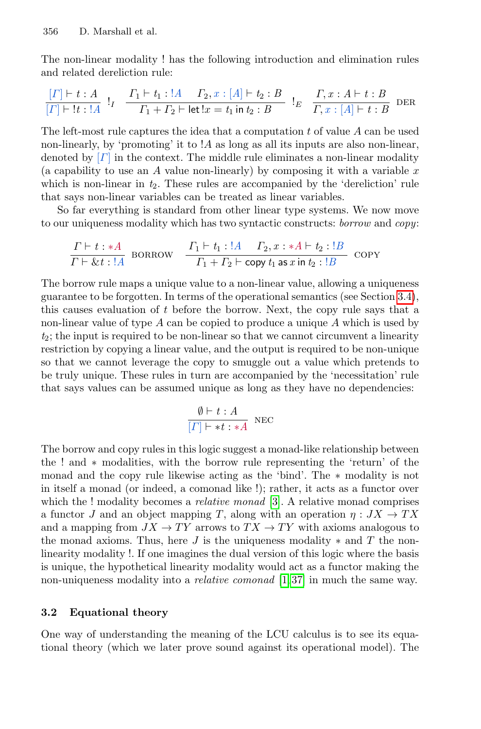The non-linear modality ! has the following introduction and elimination rules and related dereliction rule:

$$\frac{[\Gamma] \vdash t : A}{[\Gamma] \vdash !t : !A}\ !_I \qquad \frac{\Gamma_1 \vdash t_1 : !A \quad \Gamma_2, x : [A] \vdash t_2 : B}{\Gamma_1 + \Gamma_2 \vdash \mathsf{let}\ !x = t_1\ \mathsf{in}\ t_2 : B}\ !_E \qquad \frac{\Gamma, x : A \vdash t : B}{\Gamma, x : [A] \vdash t : B}\ \text{DER}$$

The left-most rule captures the idea that a computation $t$ of value $A$ can be used non-linearly, by 'promoting' it to $!A$ as long as all its inputs are also non-linear, denoted by $[\Gamma]$ in the context. The middle rule eliminates a non-linear modality (a capability to use an $A$ value non-linearly) by composing it with a variable $x$ which is non-linear in $t_2$. These rules are accompanied by the 'dereliction' rule that says non-linear variables can be treated as linear variables.

So far everything is standard from other linear type systems. We now move to our uniqueness modality which has two syntactic constructs: *borrow* and *copy*:

$$\frac{\Gamma \vdash t : *A}{\Gamma \vdash \&t : !A}\ \text{BORROW} \qquad \frac{\Gamma_1 \vdash t_1 : !A \quad \Gamma_2, x : *A \vdash t_2 : !B}{\Gamma_1 + \Gamma_2 \vdash \mathsf{copy}\ t_1\ \mathsf{as}\ x\ \mathsf{in}\ t_2 : !B}\ \text{COPY}$$

The borrow rule maps a unique value to a non-linear value, allowing a uniqueness guarantee to be forgotten. In terms of the operational semantics (see Section 3.4), this causes evaluation of $t$ before the borrow. Next, the copy rule says that a non-linear value of type $A$ can be copied to produce a unique $A$ which is used by $t_2$; the input is required to be non-linear so that we cannot circumvent a linearity restriction by copying a linear value, and the output is required to be non-unique so that we cannot leverage the copy to smuggle out a value which pretends to be truly unique. These rules in turn are accompanied by the 'necessitation' rule that says values can be assumed unique as long as they have no dependencies:

$$\frac{\emptyset \vdash t : A}{[\Gamma] \vdash *t : *A}\ \text{NEC}$$

The borrow and copy rules in this logic suggest a monad-like relationship between the ! and $*$ modalities, with the borrow rule representing the 'return' of the monad and the copy rule likewise acting as the 'bind'. The $*$ modality is not in itself a monad (or indeed, a comonad like !); rather, it acts as a functor over which the ! modality becomes a *relative monad* [3]. A relative monad comprises a functor $J$ and an object mapping $T$, along with an operation $\eta : JX \to TX$ and a mapping from $JX \to TY$ arrows to $TX \to TY$ with axioms analogous to the monad axioms. Thus, here $J$ is the uniqueness modality $*$ and $T$ the non-linearity modality !. If one imagines the dual version of this logic where the basis is unique, the hypothetical linearity modality would act as a functor making the non-uniqueness modality into a *relative comonad* [1,37] in much the same way.

### 3.2 Equational theory

One way of understanding the meaning of the LCU calculus is to see its equational theory (which we later prove sound against its operational model). The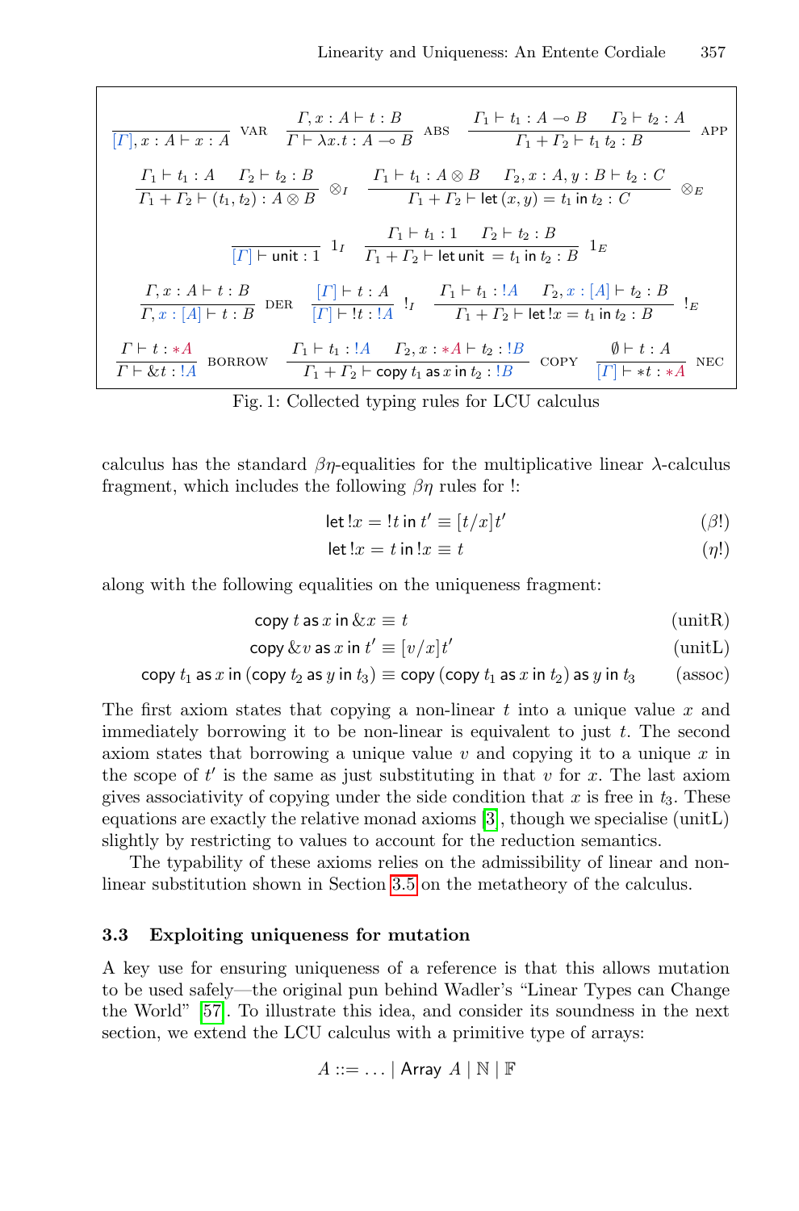$$
\frac{}{[\Gamma], x : A \vdash x : A} \text{VAR} \qquad \frac{\Gamma, x : A \vdash t : B}{\Gamma \vdash \lambda x.t : A \multimap B} \text{ABS} \qquad \frac{\Gamma_1 \vdash t_1 : A \multimap B \quad \Gamma_2 \vdash t_2 : A}{\Gamma_1 + \Gamma_2 \vdash t_1\ t_2 : B} \text{APP}
$$

$$
\frac{\Gamma_1 \vdash t_1 : A \quad \Gamma_2 \vdash t_2 : B}{\Gamma_1 + \Gamma_2 \vdash (t_1, t_2) : A \otimes B} \otimes_I \qquad \frac{\Gamma_1 \vdash t_1 : A \otimes B \quad \Gamma_2, x : A, y : B \vdash t_2 : C}{\Gamma_1 + \Gamma_2 \vdash \mathsf{let}\,(x, y) = t_1 \,\mathsf{in}\, t_2 : C} \otimes_E
$$

$$
\frac{}{[\Gamma] \vdash \mathsf{unit} : 1} 1_I \qquad \frac{\Gamma_1 \vdash t_1 : 1 \quad \Gamma_2 \vdash t_2 : B}{\Gamma_1 + \Gamma_2 \vdash \mathsf{let\,unit} = t_1 \,\mathsf{in}\, t_2 : B} 1_E
$$

$$
\frac{\Gamma, x : A \vdash t : B}{\Gamma, x : [A] \vdash t : B} \text{DER} \qquad \frac{[\Gamma] \vdash t : A}{[\Gamma] \vdash !t : !A} !_I \qquad \frac{\Gamma_1 \vdash t_1 : !A \quad \Gamma_2, x : [A] \vdash t_2 : B}{\Gamma_1 + \Gamma_2 \vdash \mathsf{let}\, !x = t_1 \,\mathsf{in}\, t_2 : B} !_E
$$

$$
\frac{\Gamma \vdash t : *A}{\Gamma \vdash \&t : !A} \text{BORROW} \qquad \frac{\Gamma_1 \vdash t_1 : !A \quad \Gamma_2, x : *A \vdash t_2 : !B}{\Gamma_1 + \Gamma_2 \vdash \mathsf{copy}\, t_1 \,\mathsf{as}\, x \,\mathsf{in}\, t_2 : !B} \text{COPY} \qquad \frac{\emptyset \vdash t : A}{[\Gamma] \vdash *t : *A} \text{NEC}
$$

Fig. 1: Collected typing rules for LCU calculus

calculus has the standard $\beta\eta$-equalities for the multiplicative linear $\lambda$-calculus fragment, which includes the following $\beta\eta$ rules for !:

$$
\mathsf{let}\, !x = !t \,\mathsf{in}\, t' \equiv [t/x]t' \qquad (\beta!)
$$

$$
\mathsf{let}\, !x = t \,\mathsf{in}\, !x \equiv t \qquad (\eta!)
$$

along with the following equalities on the uniqueness fragment:

$$
\mathsf{copy}\, t \,\mathsf{as}\, x \,\mathsf{in}\, \&x \equiv t \qquad \text{(unitR)}
$$

$$
\mathsf{copy}\, \&v \,\mathsf{as}\, x \,\mathsf{in}\, t' \equiv [v/x]t' \qquad \text{(unitL)}
$$

$$
\mathsf{copy}\, t_1 \,\mathsf{as}\, x \,\mathsf{in}\, (\mathsf{copy}\, t_2 \,\mathsf{as}\, y \,\mathsf{in}\, t_3) \equiv \mathsf{copy}\, (\mathsf{copy}\, t_1 \,\mathsf{as}\, x \,\mathsf{in}\, t_2) \,\mathsf{as}\, y \,\mathsf{in}\, t_3 \qquad \text{(assoc)}
$$

The first axiom states that copying a non-linear $t$ into a unique value $x$ and immediately borrowing it to be non-linear is equivalent to just $t$. The second axiom states that borrowing a unique value $v$ and copying it to a unique $x$ in the scope of $t'$ is the same as just substituting in that $v$ for $x$. The last axiom gives associativity of copying under the side condition that $x$ is free in $t_3$. These equations are exactly the relative monad axioms [3], though we specialise (unitL) slightly by restricting to values to account for the reduction semantics.

The typability of these axioms relies on the admissibility of linear and non-linear substitution shown in Section 3.5 on the metatheory of the calculus.

### 3.3 Exploiting uniqueness for mutation

A key use for ensuring uniqueness of a reference is that this allows mutation to be used safely—the original pun behind Wadler's "Linear Types can Change the World" [57]. To illustrate this idea, and consider its soundness in the next section, we extend the LCU calculus with a primitive type of arrays:

$$
A ::= \ldots \mid \mathsf{Array}\ A \mid \mathbb{N} \mid \mathbb{F}
$$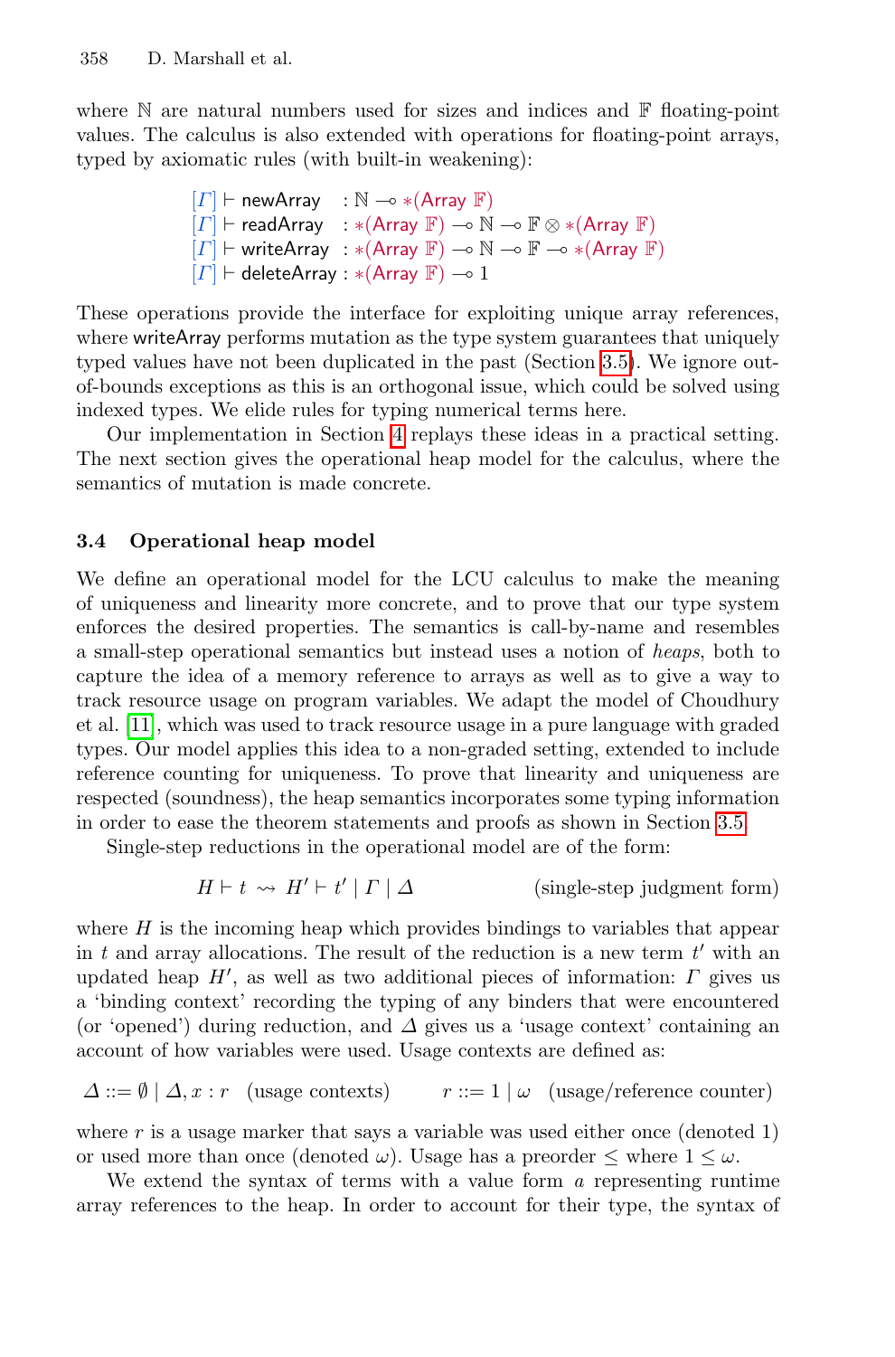where $\mathbb{N}$ are natural numbers used for sizes and indices and $\mathbb{F}$ floating-point values. The calculus is also extended with operations for floating-point arrays, typed by axiomatic rules (with built-in weakening):

$$
\begin{aligned}
[\Gamma] &\vdash \mathsf{newArray} &&: \mathbb{N} \multimap *(\mathsf{Array}\ \mathbb{F}) \\
[\Gamma] &\vdash \mathsf{readArray} &&: *(\mathsf{Array}\ \mathbb{F}) \multimap \mathbb{N} \multimap \mathbb{F} \otimes *(\mathsf{Array}\ \mathbb{F}) \\
[\Gamma] &\vdash \mathsf{writeArray} &&: *(\mathsf{Array}\ \mathbb{F}) \multimap \mathbb{N} \multimap \mathbb{F} \multimap *(\mathsf{Array}\ \mathbb{F}) \\
[\Gamma] &\vdash \mathsf{deleteArray} &&: *(\mathsf{Array}\ \mathbb{F}) \multimap 1
\end{aligned}
$$

These operations provide the interface for exploiting unique array references, where writeArray performs mutation as the type system guarantees that uniquely typed values have not been duplicated in the past (Section 3.5). We ignore out-of-bounds exceptions as this is an orthogonal issue, which could be solved using indexed types. We elide rules for typing numerical terms here.

Our implementation in Section 4 replays these ideas in a practical setting. The next section gives the operational heap model for the calculus, where the semantics of mutation is made concrete.

### 3.4 Operational heap model

We define an operational model for the LCU calculus to make the meaning of uniqueness and linearity more concrete, and to prove that our type system enforces the desired properties. The semantics is call-by-name and resembles a small-step operational semantics but instead uses a notion of *heaps*, both to capture the idea of a memory reference to arrays as well as to give a way to track resource usage on program variables. We adapt the model of Choudhury et al. [11], which was used to track resource usage in a pure language with graded types. Our model applies this idea to a non-graded setting, extended to include reference counting for uniqueness. To prove that linearity and uniqueness are respected (soundness), the heap semantics incorporates some typing information in order to ease the theorem statements and proofs as shown in Section 3.5.

Single-step reductions in the operational model are of the form:

$$H \vdash t \rightsquigarrow H' \vdash t' \mid \Gamma \mid \Delta \qquad \text{(single-step judgment form)}$$

where $H$ is the incoming heap which provides bindings to variables that appear in $t$ and array allocations. The result of the reduction is a new term $t'$ with an updated heap $H'$, as well as two additional pieces of information: $\Gamma$ gives us a 'binding context' recording the typing of any binders that were encountered (or 'opened') during reduction, and $\Delta$ gives us a 'usage context' containing an account of how variables were used. Usage contexts are defined as:

$$\Delta ::= \emptyset \mid \Delta, x : r \quad \text{(usage contexts)} \qquad r ::= 1 \mid \omega \quad \text{(usage/reference counter)}$$

where $r$ is a usage marker that says a variable was used either once (denoted 1) or used more than once (denoted $\omega$). Usage has a preorder $\leq$ where $1 \leq \omega$.

We extend the syntax of terms with a value form $a$ representing runtime array references to the heap. In order to account for their type, the syntax of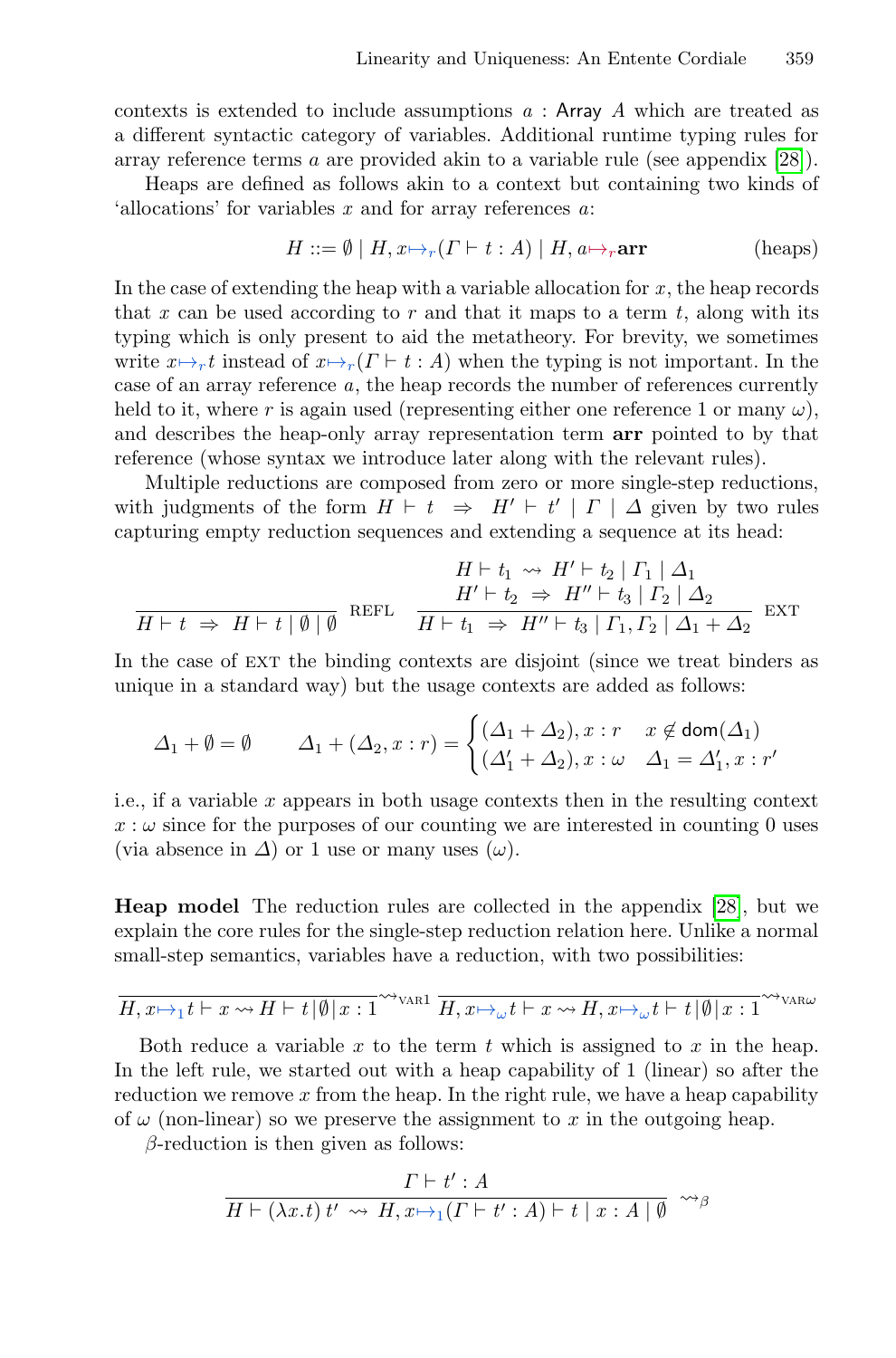contexts is extended to include assumptions $a$ : $\mathsf{Array}\ A$ which are treated as a different syntactic category of variables. Additional runtime typing rules for array reference terms $a$ are provided akin to a variable rule (see appendix [28]).

Heaps are defined as follows akin to a context but containing two kinds of 'allocations' for variables $x$ and for array references $a$:

$$H ::= \emptyset \mid H, x \mapsto_r (\Gamma \vdash t : A) \mid H, a \mapsto_r \mathbf{arr} \qquad \text{(heaps)}$$

In the case of extending the heap with a variable allocation for $x$, the heap records that $x$ can be used according to $r$ and that it maps to a term $t$, along with its typing which is only present to aid the metatheory. For brevity, we sometimes write $x \mapsto_r t$ instead of $x \mapsto_r (\Gamma \vdash t : A)$ when the typing is not important. In the case of an array reference $a$, the heap records the number of references currently held to it, where $r$ is again used (representing either one reference 1 or many $\omega$), and describes the heap-only array representation term **arr** pointed to by that reference (whose syntax we introduce later along with the relevant rules).

Multiple reductions are composed from zero or more single-step reductions, with judgments of the form $H \vdash t \;\Rightarrow\; H' \vdash t' \mid \Gamma \mid \Delta$ given by two rules capturing empty reduction sequences and extending a sequence at its head:

$$\frac{}{H \vdash t \;\Rightarrow\; H \vdash t \mid \emptyset \mid \emptyset}\ \textsc{refl} \qquad \frac{\begin{array}{c} H \vdash t_1 \;\rightsquigarrow\; H' \vdash t_2 \mid \Gamma_1 \mid \Delta_1 \\ H' \vdash t_2 \;\Rightarrow\; H'' \vdash t_3 \mid \Gamma_2 \mid \Delta_2 \end{array}}{H \vdash t_1 \;\Rightarrow\; H'' \vdash t_3 \mid \Gamma_1, \Gamma_2 \mid \Delta_1 + \Delta_2}\ \textsc{ext}$$

In the case of EXT the binding contexts are disjoint (since we treat binders as unique in a standard way) but the usage contexts are added as follows:

$$\Delta_1 + \emptyset = \emptyset \qquad \Delta_1 + (\Delta_2, x : r) = \begin{cases} (\Delta_1 + \Delta_2), x : r & x \notin \mathsf{dom}(\Delta_1) \\ (\Delta_1' + \Delta_2), x : \omega & \Delta_1 = \Delta_1', x : r' \end{cases}$$

i.e., if a variable $x$ appears in both usage contexts then in the resulting context $x : \omega$ since for the purposes of our counting we are interested in counting 0 uses (via absence in $\Delta$) or 1 use or many uses ($\omega$).

**Heap model** The reduction rules are collected in the appendix [28], but we explain the core rules for the single-step reduction relation here. Unlike a normal small-step semantics, variables have a reduction, with two possibilities:

$$\frac{}{H, x \mapsto_1 t \vdash x \rightsquigarrow H \vdash t \mid \emptyset \mid x : 1}\ \rightsquigarrow_{\textsc{var}1} \qquad \frac{}{H, x \mapsto_\omega t \vdash x \rightsquigarrow H, x \mapsto_\omega t \vdash t \mid \emptyset \mid x : 1}\ \rightsquigarrow_{\textsc{var}\omega}$$

Both reduce a variable $x$ to the term $t$ which is assigned to $x$ in the heap. In the left rule, we started out with a heap capability of 1 (linear) so after the reduction we remove $x$ from the heap. In the right rule, we have a heap capability of $\omega$ (non-linear) so we preserve the assignment to $x$ in the outgoing heap.

$\beta$-reduction is then given as follows:

$$\frac{\Gamma \vdash t' : A}{H \vdash (\lambda x.t)\, t' \;\rightsquigarrow\; H, x \mapsto_1 (\Gamma \vdash t' : A) \vdash t \mid x : A \mid \emptyset}\ \rightsquigarrow_\beta$$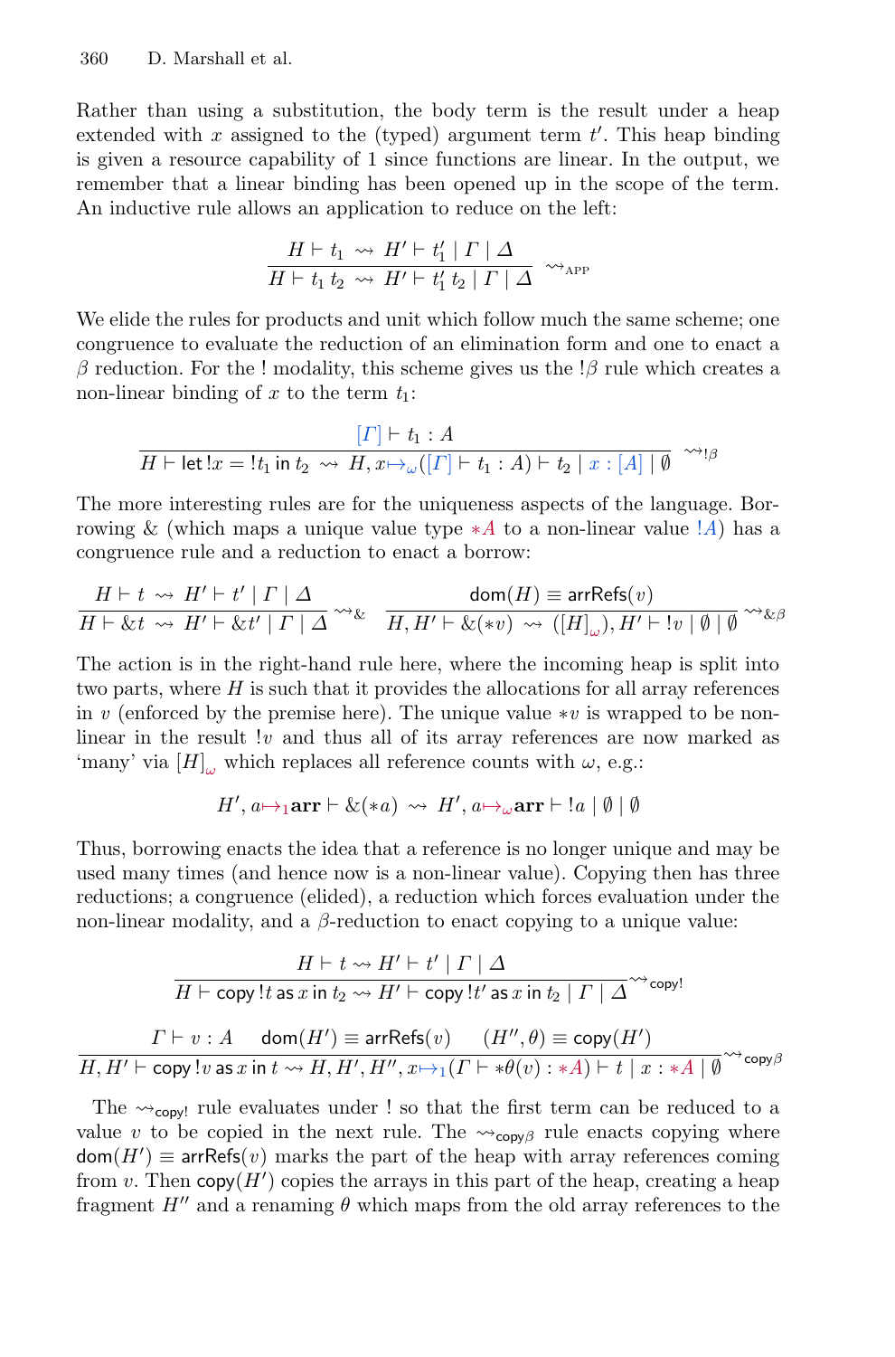Rather than using a substitution, the body term is the result under a heap extended with $x$ assigned to the (typed) argument term $t'$. This heap binding is given a resource capability of 1 since functions are linear. In the output, we remember that a linear binding has been opened up in the scope of the term. An inductive rule allows an application to reduce on the left:

$$\frac{H \vdash t_1 \rightsquigarrow H' \vdash t_1' \mid \Gamma \mid \Delta}{H \vdash t_1\, t_2 \rightsquigarrow H' \vdash t_1'\, t_2 \mid \Gamma \mid \Delta} \rightsquigarrow_{\text{APP}}$$

We elide the rules for products and unit which follow much the same scheme; one congruence to evaluate the reduction of an elimination form and one to enact a $\beta$ reduction. For the ! modality, this scheme gives us the $!\beta$ rule which creates a non-linear binding of $x$ to the term $t_1$:

$$\frac{[\Gamma] \vdash t_1 : A}{H \vdash \mathsf{let}\, !x = !t_1\, \mathsf{in}\, t_2 \rightsquigarrow H, x \mapsto_\omega ([\Gamma] \vdash t_1 : A) \vdash t_2 \mid x : [A] \mid \emptyset} \rightsquigarrow_{!\beta}$$

The more interesting rules are for the uniqueness aspects of the language. Borrowing & (which maps a unique value type $*A$ to a non-linear value $!A$) has a congruence rule and a reduction to enact a borrow:

$$\frac{H \vdash t \rightsquigarrow H' \vdash t' \mid \Gamma \mid \Delta}{H \vdash \&t \rightsquigarrow H' \vdash \&t' \mid \Gamma \mid \Delta} \rightsquigarrow_{\&} \quad \frac{\mathsf{dom}(H) \equiv \mathsf{arrRefs}(v)}{H, H' \vdash \&(*v) \rightsquigarrow ([H]_\omega), H' \vdash !v \mid \emptyset \mid \emptyset} \rightsquigarrow_{\&\beta}$$

The action is in the right-hand rule here, where the incoming heap is split into two parts, where $H$ is such that it provides the allocations for all array references in $v$ (enforced by the premise here). The unique value $*v$ is wrapped to be non-linear in the result $!v$ and thus all of its array references are now marked as 'many' via $[H]_\omega$ which replaces all reference counts with $\omega$, e.g.:

$$H', a \mapsto_1 \mathbf{arr} \vdash \&(*a) \rightsquigarrow H', a \mapsto_\omega \mathbf{arr} \vdash !a \mid \emptyset \mid \emptyset$$

Thus, borrowing enacts the idea that a reference is no longer unique and may be used many times (and hence now is a non-linear value). Copying then has three reductions; a congruence (elided), a reduction which forces evaluation under the non-linear modality, and a $\beta$-reduction to enact copying to a unique value:

$$\frac{H \vdash t \rightsquigarrow H' \vdash t' \mid \Gamma \mid \Delta}{H \vdash \mathsf{copy}\, !t\, \mathsf{as}\, x\, \mathsf{in}\, t_2 \rightsquigarrow H' \vdash \mathsf{copy}\, !t'\, \mathsf{as}\, x\, \mathsf{in}\, t_2 \mid \Gamma \mid \Delta} \rightsquigarrow_{\mathsf{copy!}}$$

$$\frac{\Gamma \vdash v : A \qquad \mathsf{dom}(H') \equiv \mathsf{arrRefs}(v) \qquad (H'', \theta) \equiv \mathsf{copy}(H')}{H, H' \vdash \mathsf{copy}\, !v\, \mathsf{as}\, x\, \mathsf{in}\, t \rightsquigarrow H, H', H'', x \mapsto_1 (\Gamma \vdash *\theta(v) : *A) \vdash t \mid x : *A \mid \emptyset} \rightsquigarrow_{\mathsf{copy}\beta}$$

The $\rightsquigarrow_{\mathsf{copy!}}$ rule evaluates under ! so that the first term can be reduced to a value $v$ to be copied in the next rule. The $\rightsquigarrow_{\mathsf{copy}\beta}$ rule enacts copying where $\mathsf{dom}(H') \equiv \mathsf{arrRefs}(v)$ marks the part of the heap with array references coming from $v$. Then $\mathsf{copy}(H')$ copies the arrays in this part of the heap, creating a heap fragment $H''$ and a renaming $\theta$ which maps from the old array references to the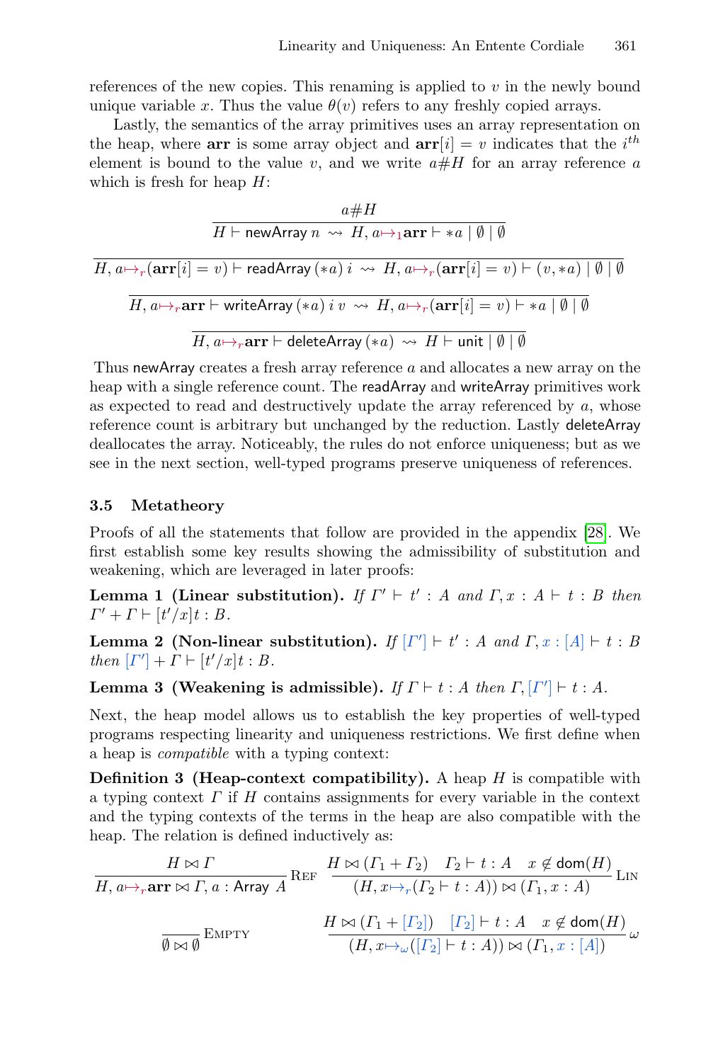references of the new copies. This renaming is applied to $v$ in the newly bound unique variable $x$. Thus the value $\theta(v)$ refers to any freshly copied arrays.

Lastly, the semantics of the array primitives uses an array representation on the heap, where $\mathbf{arr}$ is some array object and $\mathbf{arr}[i] = v$ indicates that the $i^{th}$ element is bound to the value $v$, and we write $a \# H$ for an array reference $a$ which is fresh for heap $H$:

$$\frac{a \# H}{H \vdash \mathsf{newArray}\ n \rightsquigarrow H, a \mapsto_1 \mathbf{arr} \vdash *a \mid \emptyset \mid \emptyset}$$

$$\frac{}{H, a \mapsto_r (\mathbf{arr}[i] = v) \vdash \mathsf{readArray}\ (*a)\ i \rightsquigarrow H, a \mapsto_r (\mathbf{arr}[i] = v) \vdash (v, *a) \mid \emptyset \mid \emptyset}$$

$$\frac{}{H, a \mapsto_r \mathbf{arr} \vdash \mathsf{writeArray}\ (*a)\ i\ v \rightsquigarrow H, a \mapsto_r (\mathbf{arr}[i] = v) \vdash *a \mid \emptyset \mid \emptyset}$$

$$\frac{}{H, a \mapsto_r \mathbf{arr} \vdash \mathsf{deleteArray}\ (*a) \rightsquigarrow H \vdash \mathsf{unit} \mid \emptyset \mid \emptyset}$$

Thus newArray creates a fresh array reference $a$ and allocates a new array on the heap with a single reference count. The readArray and writeArray primitives work as expected to read and destructively update the array referenced by $a$, whose reference count is arbitrary but unchanged by the reduction. Lastly deleteArray deallocates the array. Noticeably, the rules do not enforce uniqueness; but as we see in the next section, well-typed programs preserve uniqueness of references.

### 3.5 Metatheory

Proofs of all the statements that follow are provided in the appendix [28]. We first establish some key results showing the admissibility of substitution and weakening, which are leveraged in later proofs:

**Lemma 1 (Linear substitution).** *If* $\Gamma' \vdash t' : A$ *and* $\Gamma, x : A \vdash t : B$ *then* $\Gamma' + \Gamma \vdash [t'/x]t : B$.

**Lemma 2 (Non-linear substitution).** *If* $[\Gamma'] \vdash t' : A$ *and* $\Gamma, x : [A] \vdash t : B$ *then* $[\Gamma'] + \Gamma \vdash [t'/x]t : B$.

**Lemma 3 (Weakening is admissible).** *If* $\Gamma \vdash t : A$ *then* $\Gamma, [\Gamma'] \vdash t : A$.

Next, the heap model allows us to establish the key properties of well-typed programs respecting linearity and uniqueness restrictions. We first define when a heap is *compatible* with a typing context:

**Definition 3 (Heap-context compatibility).** A heap $H$ is compatible with a typing context $\Gamma$ if $H$ contains assignments for every variable in the context and the typing contexts of the terms in the heap are also compatible with the heap. The relation is defined inductively as:

$$\frac{H \bowtie \Gamma}{H, a \mapsto_r \mathbf{arr} \bowtie \Gamma, a : \mathsf{Array}\ A}\ \textsc{Ref} \qquad \frac{H \bowtie (\Gamma_1 + \Gamma_2) \quad \Gamma_2 \vdash t : A \quad x \notin \mathsf{dom}(H)}{(H, x \mapsto_r (\Gamma_2 \vdash t : A)) \bowtie (\Gamma_1, x : A)}\ \textsc{Lin}$$

$$\frac{}{\emptyset \bowtie \emptyset}\ \textsc{Empty} \qquad \frac{H \bowtie (\Gamma_1 + [\Gamma_2]) \quad [\Gamma_2] \vdash t : A \quad x \notin \mathsf{dom}(H)}{(H, x \mapsto_\omega ([\Gamma_2] \vdash t : A)) \bowtie (\Gamma_1, x : [A])}\ \omega$$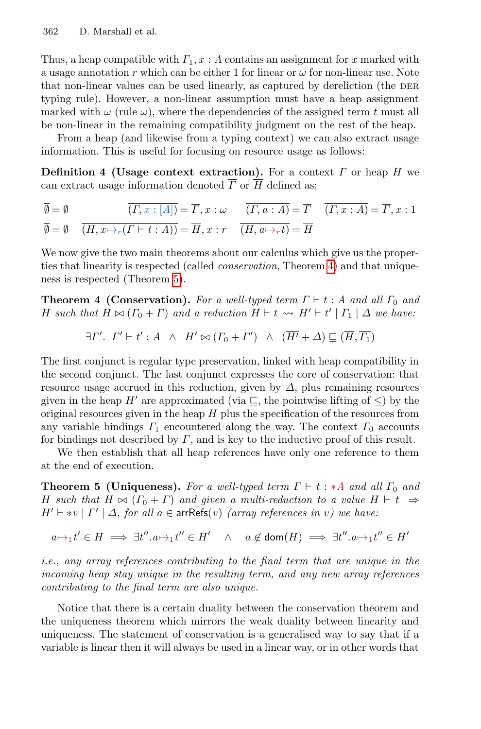Thus, a heap compatible with $\Gamma_1, x : A$ contains an assignment for $x$ marked with a usage annotation $r$ which can be either 1 for linear or $\omega$ for non-linear use. Note that non-linear values can be used linearly, as captured by dereliction (the DER typing rule). However, a non-linear assumption must have a heap assignment marked with $\omega$ (rule $\omega$), where the dependencies of the assigned term $t$ must all be non-linear in the remaining compatibility judgment on the rest of the heap.

From a heap (and likewise from a typing context) we can also extract usage information. This is useful for focusing on resource usage as follows:

**Definition 4 (Usage context extraction).** For a context $\Gamma$ or heap $H$ we can extract usage information denoted $\overline{\Gamma}$ or $\overline{H}$ defined as:

$$\overline{\emptyset} = \emptyset \qquad \overline{(\Gamma, x : [A])} = \overline{\Gamma}, x : \omega \qquad \overline{(\Gamma, a : A)} = \overline{\Gamma} \qquad \overline{(\Gamma, x : A)} = \overline{\Gamma}, x : 1$$

$$\overline{\emptyset} = \emptyset \qquad \overline{(H, x \mapsto_r (\Gamma \vdash t : A))} = \overline{H}, x : r \qquad \overline{(H, a \mapsto_r t)} = \overline{H}$$

We now give the two main theorems about our calculus which give us the properties that linearity is respected (called *conservation*, Theorem 4) and that uniqueness is respected (Theorem 5).

**Theorem 4 (Conservation).** *For a well-typed term $\Gamma \vdash t : A$ and all $\Gamma_0$ and $H$ such that $H \bowtie (\Gamma_0 + \Gamma)$ and a reduction $H \vdash t \rightsquigarrow H' \vdash t' \mid \Gamma_1 \mid \Delta$ we have:*

$$\exists \Gamma'.\ \Gamma' \vdash t' : A \ \wedge \ H' \bowtie (\Gamma_0 + \Gamma') \ \wedge \ (\overline{H'} + \Delta) \sqsubseteq (\overline{H}, \overline{\Gamma_1})$$

The first conjunct is regular type preservation, linked with heap compatibility in the second conjunct. The last conjunct expresses the core of conservation: that resource usage accrued in this reduction, given by $\Delta$, plus remaining resources given in the heap $H'$ are approximated (via $\sqsubseteq$, the pointwise lifting of $\leq$) by the original resources given in the heap $H$ plus the specification of the resources from any variable bindings $\Gamma_1$ encountered along the way. The context $\Gamma_0$ accounts for bindings not described by $\Gamma$, and is key to the inductive proof of this result.

We then establish that all heap references have only one reference to them at the end of execution.

**Theorem 5 (Uniqueness).** *For a well-typed term $\Gamma \vdash t : *A$ and all $\Gamma_0$ and $H$ such that $H \bowtie (\Gamma_0 + \Gamma)$ and given a multi-reduction to a value $H \vdash t \Rightarrow H' \vdash *v \mid \Gamma' \mid \Delta$, for all $a \in \mathsf{arrRefs}(v)$ (array references in $v$) we have:*

$$a \mapsto_1 t' \in H \implies \exists t''. a \mapsto_1 t'' \in H' \quad \wedge \quad a \notin \mathsf{dom}(H) \implies \exists t''. a \mapsto_1 t'' \in H'$$

*i.e., any array references contributing to the final term that are unique in the incoming heap stay unique in the resulting term, and any new array references contributing to the final term are also unique.*

Notice that there is a certain duality between the conservation theorem and the uniqueness theorem which mirrors the weak duality between linearity and uniqueness. The statement of conservation is a generalised way to say that if a variable is linear then it will always be used in a linear way, or in other words that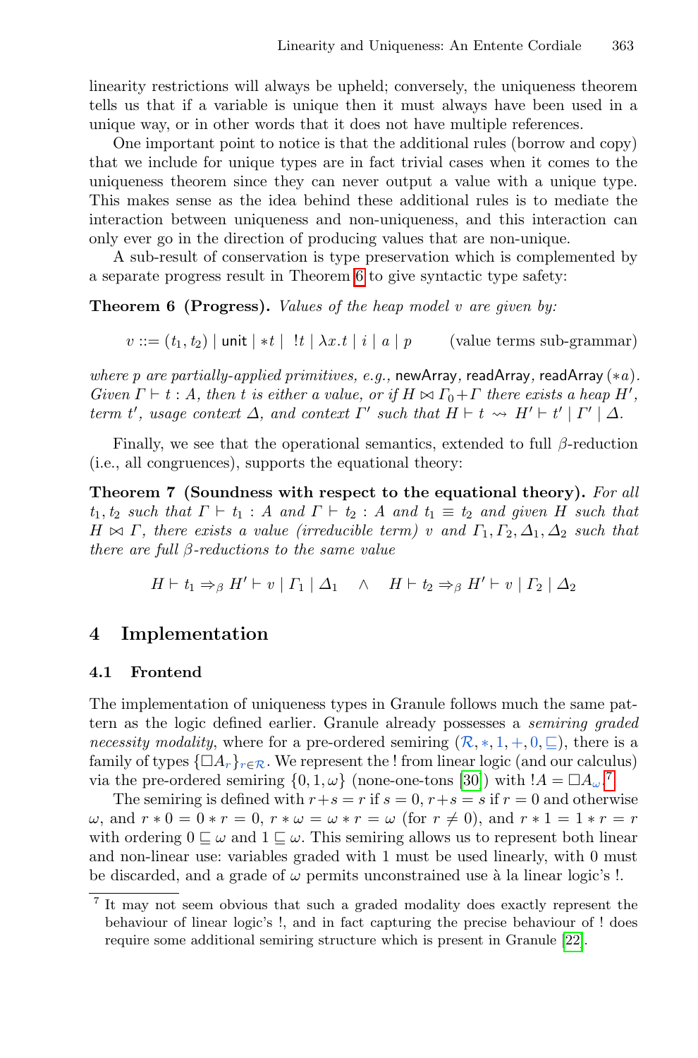linearity restrictions will always be upheld; conversely, the uniqueness theorem tells us that if a variable is unique then it must always have been used in a unique way, or in other words that it does not have multiple references.

One important point to notice is that the additional rules (borrow and copy) that we include for unique types are in fact trivial cases when it comes to the uniqueness theorem since they can never output a value with a unique type. This makes sense as the idea behind these additional rules is to mediate the interaction between uniqueness and non-uniqueness, and this interaction can only ever go in the direction of producing values that are non-unique.

A sub-result of conservation is type preservation which is complemented by a separate progress result in Theorem 6 to give syntactic type safety:

**Theorem 6 (Progress).** *Values of the heap model $v$ are given by:*

$$v ::= (t_1, t_2) \mid \mathsf{unit} \mid *t \mid \; !t \mid \lambda x.t \mid i \mid a \mid p \qquad \text{(value terms sub-grammar)}$$

*where $p$ are partially-applied primitives, e.g.,* $\mathsf{newArray}$*,* $\mathsf{readArray}$*,* $\mathsf{readArray}\,(*a)$*. Given $\Gamma \vdash t : A$, then $t$ is either a value, or if $H \bowtie \Gamma_0 + \Gamma$ there exists a heap $H'$, term $t'$, usage context $\Delta$, and context $\Gamma'$ such that $H \vdash t \rightsquigarrow H' \vdash t' \mid \Gamma' \mid \Delta$.*

Finally, we see that the operational semantics, extended to full $\beta$-reduction (i.e., all congruences), supports the equational theory:

**Theorem 7 (Soundness with respect to the equational theory).** *For all $t_1, t_2$ such that $\Gamma \vdash t_1 : A$ and $\Gamma \vdash t_2 : A$ and $t_1 \equiv t_2$ and given $H$ such that $H \bowtie \Gamma$, there exists a value (irreducible term) $v$ and $\Gamma_1, \Gamma_2, \Delta_1, \Delta_2$ such that there are full $\beta$-reductions to the same value*

$$H \vdash t_1 \Rightarrow_\beta H' \vdash v \mid \Gamma_1 \mid \Delta_1 \quad \wedge \quad H \vdash t_2 \Rightarrow_\beta H' \vdash v \mid \Gamma_2 \mid \Delta_2$$

## 4 Implementation

### 4.1 Frontend

The implementation of uniqueness types in Granule follows much the same pattern as the logic defined earlier. Granule already possesses a *semiring graded necessity modality*, where for a pre-ordered semiring $(\mathcal{R}, *, 1, +, 0, \sqsubseteq)$, there is a family of types $\{\Box A_r\}_{r \in \mathcal{R}}$. We represent the ! from linear logic (and our calculus) via the pre-ordered semiring $\{0, 1, \omega\}$ (none-one-tons [30]) with $!A = \Box A_\omega$.[7]

The semiring is defined with $r + s = r$ if $s = 0$, $r + s = s$ if $r = 0$ and otherwise $\omega$, and $r * 0 = 0 * r = 0$, $r * \omega = \omega * r = \omega$ (for $r \neq 0$), and $r * 1 = 1 * r = r$ with ordering $0 \sqsubseteq \omega$ and $1 \sqsubseteq \omega$. This semiring allows us to represent both linear and non-linear use: variables graded with 1 must be used linearly, with 0 must be discarded, and a grade of $\omega$ permits unconstrained use à la linear logic's !.

[7] It may not seem obvious that such a graded modality does exactly represent the behaviour of linear logic's !, and in fact capturing the precise behaviour of ! does require some additional semiring structure which is present in Granule [22].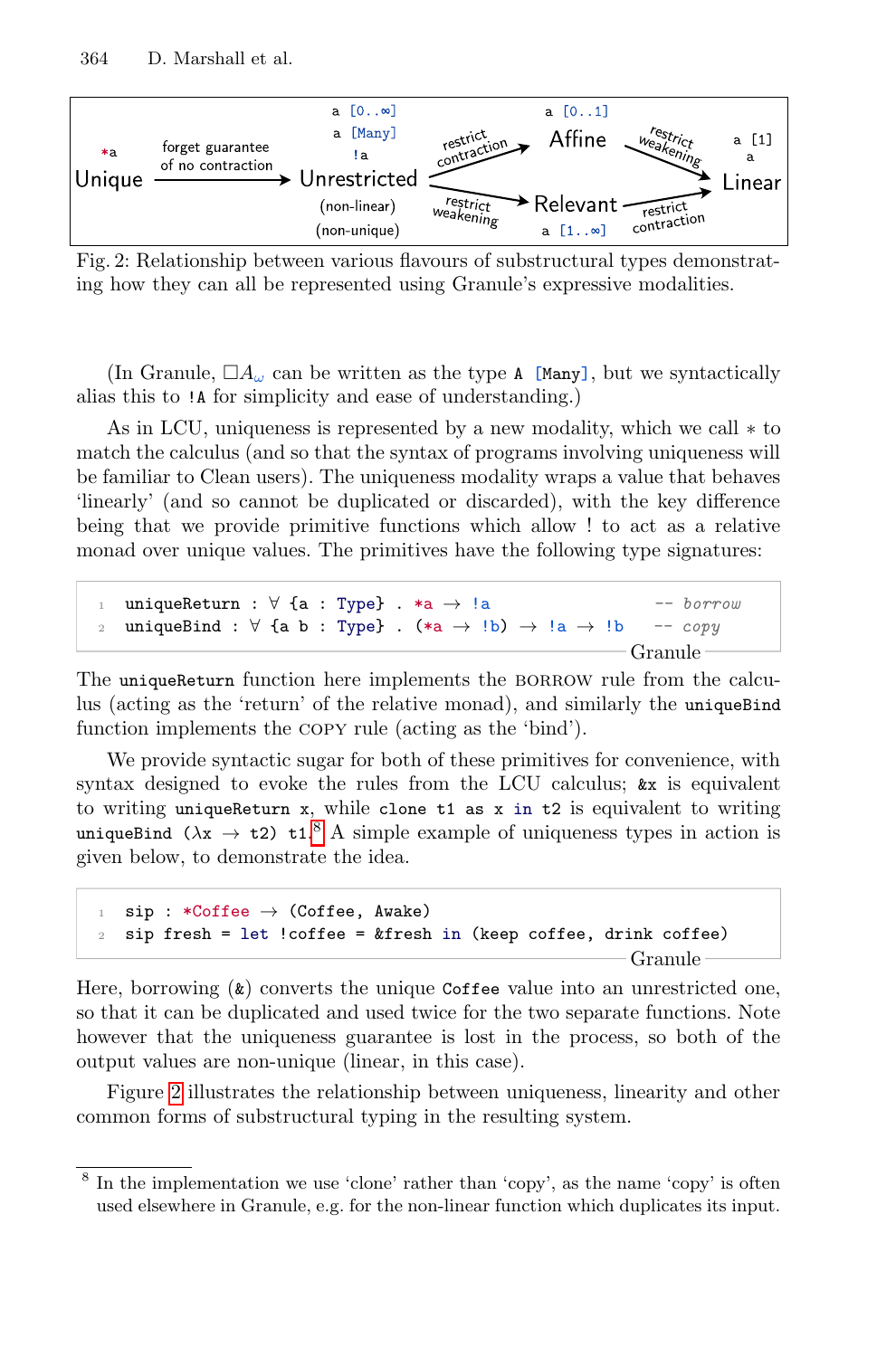Fig. 2: Relationship between various flavours of substructural types demonstrating how they can all be represented using Granule's expressive modalities.

(In Granule, $\Box A_\omega$ can be written as the type `A [Many]`, but we syntactically alias this to `!A` for simplicity and ease of understanding.)

As in LCU, uniqueness is represented by a new modality, which we call $*$ to match the calculus (and so that the syntax of programs involving uniqueness will be familiar to Clean users). The uniqueness modality wraps a value that behaves 'linearly' (and so cannot be duplicated or discarded), with the key difference being that we provide primitive functions which allow ! to act as a relative monad over unique values. The primitives have the following type signatures:

```
uniqueReturn : ∀ {a : Type} . *a → !a                    -- borrow
uniqueBind : ∀ {a b : Type} . (*a → !b) → !a → !b        -- copy
```

The `uniqueReturn` function here implements the BORROW rule from the calculus (acting as the 'return' of the relative monad), and similarly the `uniqueBind` function implements the COPY rule (acting as the 'bind').

We provide syntactic sugar for both of these primitives for convenience, with syntax designed to evoke the rules from the LCU calculus; `&x` is equivalent to writing `uniqueReturn x`, while `clone t1 as x in t2` is equivalent to writing `uniqueBind (λx → t2) t1`.[8] A simple example of uniqueness types in action is given below, to demonstrate the idea.

```
sip : *Coffee → (Coffee, Awake)
sip fresh = let !coffee = &fresh in (keep coffee, drink coffee)
```

Here, borrowing (`&`) converts the unique `Coffee` value into an unrestricted one, so that it can be duplicated and used twice for the two separate functions. Note however that the uniqueness guarantee is lost in the process, so both of the output values are non-unique (linear, in this case).

Figure 2 illustrates the relationship between uniqueness, linearity and other common forms of substructural typing in the resulting system.

[8] In the implementation we use 'clone' rather than 'copy', as the name 'copy' is often used elsewhere in Granule, e.g. for the non-linear function which duplicates its input.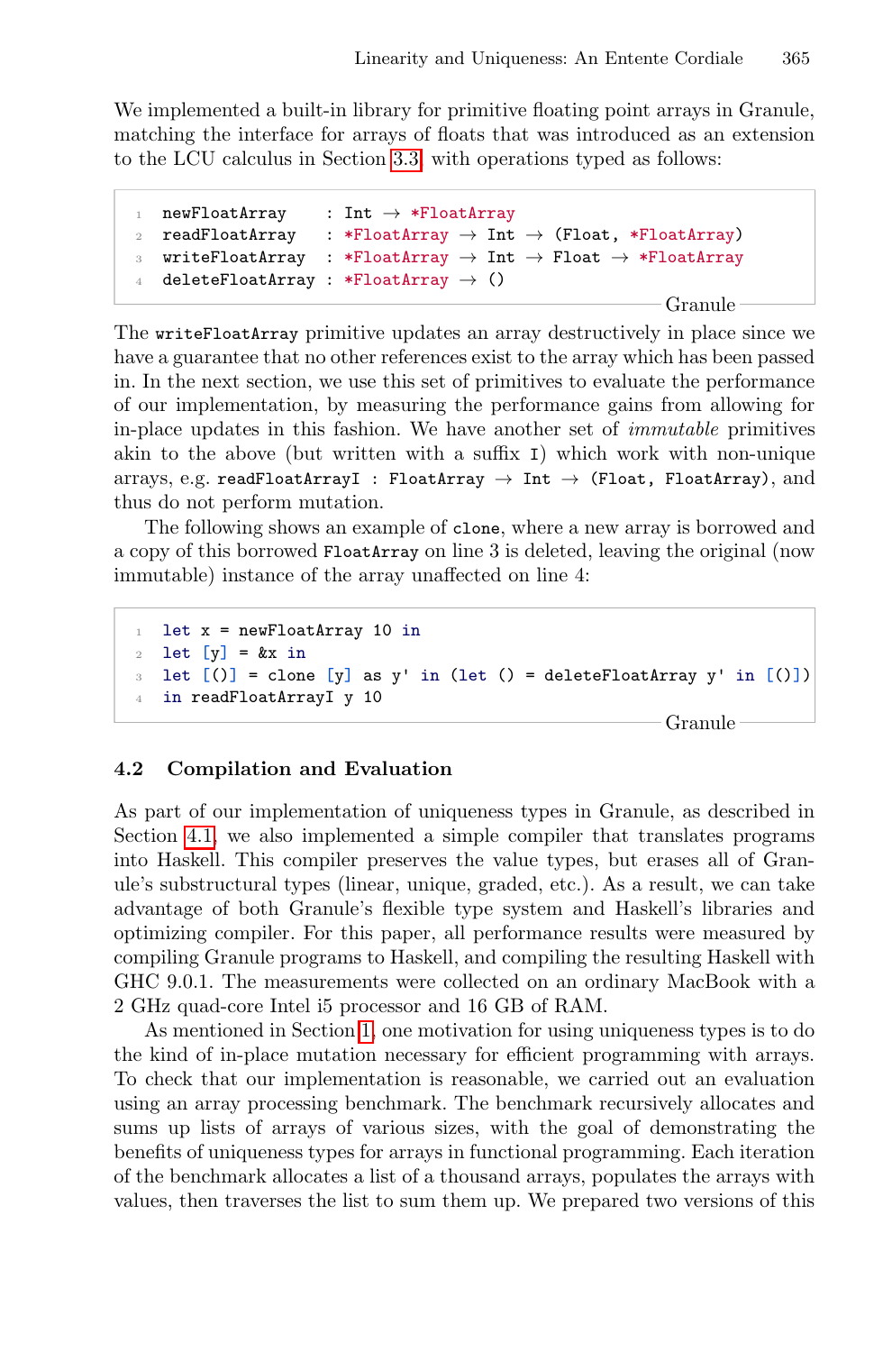We implemented a built-in library for primitive floating point arrays in Granule, matching the interface for arrays of floats that was introduced as an extension to the LCU calculus in Section 3.3, with operations typed as follows:

```
newFloatArray    : Int → *FloatArray
readFloatArray   : *FloatArray → Int → (Float, *FloatArray)
writeFloatArray  : *FloatArray → Int → Float → *FloatArray
deleteFloatArray : *FloatArray → ()
```

Granule

The `writeFloatArray` primitive updates an array destructively in place since we have a guarantee that no other references exist to the array which has been passed in. In the next section, we use this set of primitives to evaluate the performance of our implementation, by measuring the performance gains from allowing for in-place updates in this fashion. We have another set of *immutable* primitives akin to the above (but written with a suffix `I`) which work with non-unique arrays, e.g. `readFloatArrayI : FloatArray → Int → (Float, FloatArray)`, and thus do not perform mutation.

The following shows an example of `clone`, where a new array is borrowed and a copy of this borrowed `FloatArray` on line 3 is deleted, leaving the original (now immutable) instance of the array unaffected on line 4:

```
let x = newFloatArray 10 in
let [y] = &x in
let [()] = clone [y] as y' in (let () = deleteFloatArray y' in [()])
in readFloatArrayI y 10
```

Granule

### 4.2 Compilation and Evaluation

As part of our implementation of uniqueness types in Granule, as described in Section 4.1, we also implemented a simple compiler that translates programs into Haskell. This compiler preserves the value types, but erases all of Granule's substructural types (linear, unique, graded, etc.). As a result, we can take advantage of both Granule's flexible type system and Haskell's libraries and optimizing compiler. For this paper, all performance results were measured by compiling Granule programs to Haskell, and compiling the resulting Haskell with GHC 9.0.1. The measurements were collected on an ordinary MacBook with a 2 GHz quad-core Intel i5 processor and 16 GB of RAM.

As mentioned in Section 1, one motivation for using uniqueness types is to do the kind of in-place mutation necessary for efficient programming with arrays. To check that our implementation is reasonable, we carried out an evaluation using an array processing benchmark. The benchmark recursively allocates and sums up lists of arrays of various sizes, with the goal of demonstrating the benefits of uniqueness types for arrays in functional programming. Each iteration of the benchmark allocates a list of a thousand arrays, populates the arrays with values, then traverses the list to sum them up. We prepared two versions of this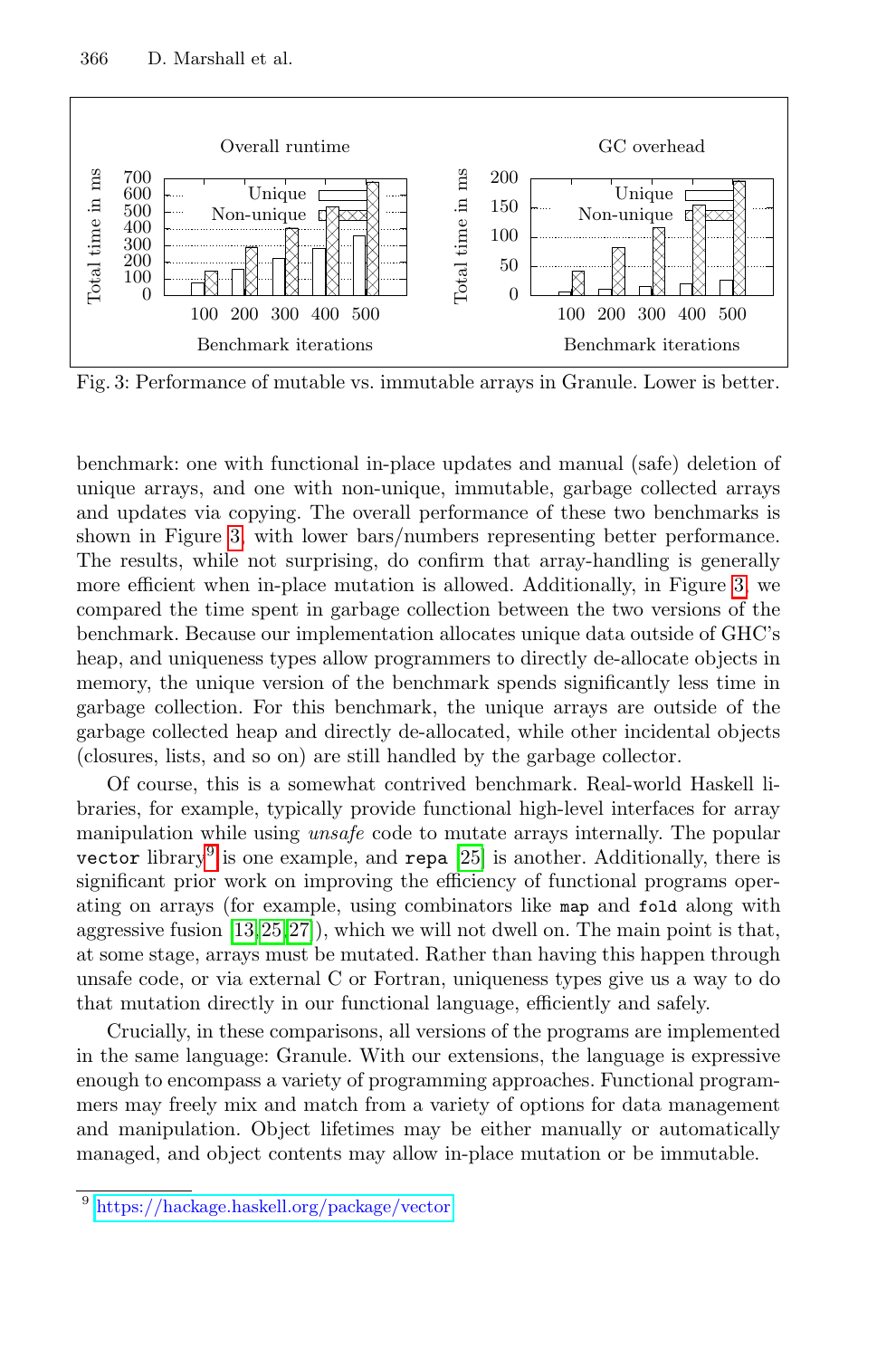Overall runtime

Total time in ms

700
600
500
400
300
200
100
0

Unique
Non-unique

100 200 300 400 500

Benchmark iterations

GC overhead

Total time in ms

200
150
100
50
0

Unique
Non-unique

100 200 300 400 500

Benchmark iterations

Fig. 3: Performance of mutable vs. immutable arrays in Granule. Lower is better.

benchmark: one with functional in-place updates and manual (safe) deletion of unique arrays, and one with non-unique, immutable, garbage collected arrays and updates via copying. The overall performance of these two benchmarks is shown in Figure 3, with lower bars/numbers representing better performance. The results, while not surprising, do confirm that array-handling is generally more efficient when in-place mutation is allowed. Additionally, in Figure 3, we compared the time spent in garbage collection between the two versions of the benchmark. Because our implementation allocates unique data outside of GHC's heap, and uniqueness types allow programmers to directly de-allocate objects in memory, the unique version of the benchmark spends significantly less time in garbage collection. For this benchmark, the unique arrays are outside of the garbage collected heap and directly de-allocated, while other incidental objects (closures, lists, and so on) are still handled by the garbage collector.

Of course, this is a somewhat contrived benchmark. Real-world Haskell libraries, for example, typically provide functional high-level interfaces for array manipulation while using *unsafe* code to mutate arrays internally. The popular `vector` library[9] is one example, and `repa` [25] is another. Additionally, there is significant prior work on improving the efficiency of functional programs operating on arrays (for example, using combinators like `map` and `fold` along with aggressive fusion [13,25,27]), which we will not dwell on. The main point is that, at some stage, arrays must be mutated. Rather than having this happen through unsafe code, or via external C or Fortran, uniqueness types give us a way to do that mutation directly in our functional language, efficiently and safely.

Crucially, in these comparisons, all versions of the programs are implemented in the same language: Granule. With our extensions, the language is expressive enough to encompass a variety of programming approaches. Functional programmers may freely mix and match from a variety of options for data management and manipulation. Object lifetimes may be either manually or automatically managed, and object contents may allow in-place mutation or be immutable.

[9] https://hackage.haskell.org/package/vector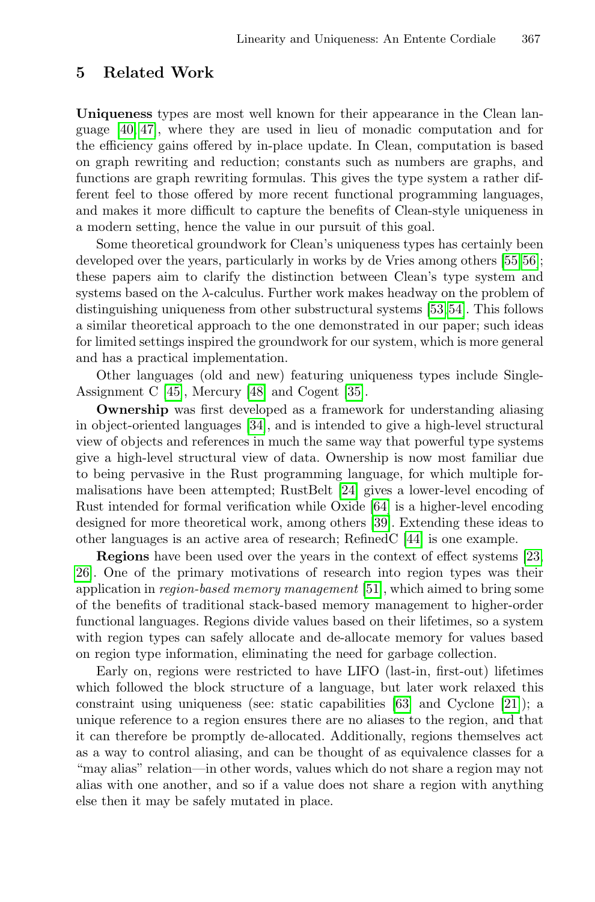## 5 Related Work

**Uniqueness** types are most well known for their appearance in the Clean language [40,47], where they are used in lieu of monadic computation and for the efficiency gains offered by in-place update. In Clean, computation is based on graph rewriting and reduction; constants such as numbers are graphs, and functions are graph rewriting formulas. This gives the type system a rather different feel to those offered by more recent functional programming languages, and makes it more difficult to capture the benefits of Clean-style uniqueness in a modern setting, hence the value in our pursuit of this goal.

Some theoretical groundwork for Clean's uniqueness types has certainly been developed over the years, particularly in works by de Vries among others [55,56]; these papers aim to clarify the distinction between Clean's type system and systems based on the $\lambda$-calculus. Further work makes headway on the problem of distinguishing uniqueness from other substructural systems [53,54]. This follows a similar theoretical approach to the one demonstrated in our paper; such ideas for limited settings inspired the groundwork for our system, which is more general and has a practical implementation.

Other languages (old and new) featuring uniqueness types include Single-Assignment C [45], Mercury [48] and Cogent [35].

**Ownership** was first developed as a framework for understanding aliasing in object-oriented languages [34], and is intended to give a high-level structural view of objects and references in much the same way that powerful type systems give a high-level structural view of data. Ownership is now most familiar due to being pervasive in the Rust programming language, for which multiple formalisations have been attempted; RustBelt [24] gives a lower-level encoding of Rust intended for formal verification while Oxide [64] is a higher-level encoding designed for more theoretical work, among others [39]. Extending these ideas to other languages is an active area of research; RefinedC [44] is one example.

**Regions** have been used over the years in the context of effect systems [23, 26]. One of the primary motivations of research into region types was their application in *region-based memory management* [51], which aimed to bring some of the benefits of traditional stack-based memory management to higher-order functional languages. Regions divide values based on their lifetimes, so a system with region types can safely allocate and de-allocate memory for values based on region type information, eliminating the need for garbage collection.

Early on, regions were restricted to have LIFO (last-in, first-out) lifetimes which followed the block structure of a language, but later work relaxed this constraint using uniqueness (see: static capabilities [63] and Cyclone [21]); a unique reference to a region ensures there are no aliases to the region, and that it can therefore be promptly de-allocated. Additionally, regions themselves act as a way to control aliasing, and can be thought of as equivalence classes for a "may alias" relation—in other words, values which do not share a region may not alias with one another, and so if a value does not share a region with anything else then it may be safely mutated in place.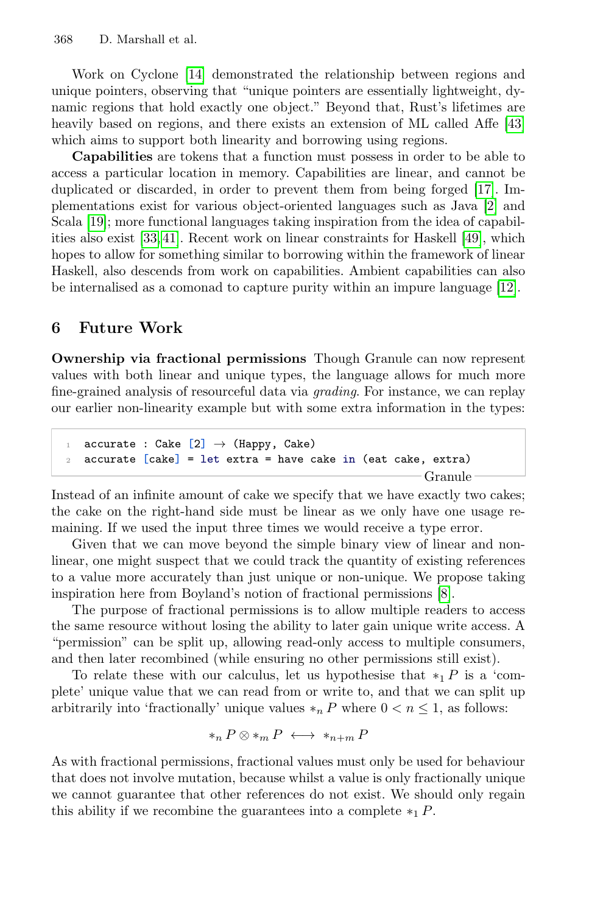Work on Cyclone [14] demonstrated the relationship between regions and unique pointers, observing that "unique pointers are essentially lightweight, dynamic regions that hold exactly one object." Beyond that, Rust's lifetimes are heavily based on regions, and there exists an extension of ML called Affe [43] which aims to support both linearity and borrowing using regions.

**Capabilities** are tokens that a function must possess in order to be able to access a particular location in memory. Capabilities are linear, and cannot be duplicated or discarded, in order to prevent them from being forged [17]. Implementations exist for various object-oriented languages such as Java [2] and Scala [19]; more functional languages taking inspiration from the idea of capabilities also exist [33,41]. Recent work on linear constraints for Haskell [49], which hopes to allow for something similar to borrowing within the framework of linear Haskell, also descends from work on capabilities. Ambient capabilities can also be internalised as a comonad to capture purity within an impure language [12].

## 6 Future Work

**Ownership via fractional permissions** Though Granule can now represent values with both linear and unique types, the language allows for much more fine-grained analysis of resourceful data via *grading*. For instance, we can replay our earlier non-linearity example but with some extra information in the types:

```
accurate : Cake [2] → (Happy, Cake)
accurate [cake] = let extra = have cake in (eat cake, extra)
```

Instead of an infinite amount of cake we specify that we have exactly two cakes; the cake on the right-hand side must be linear as we only have one usage remaining. If we used the input three times we would receive a type error.

Given that we can move beyond the simple binary view of linear and non-linear, one might suspect that we could track the quantity of existing references to a value more accurately than just unique or non-unique. We propose taking inspiration here from Boyland's notion of fractional permissions [8].

The purpose of fractional permissions is to allow multiple readers to access the same resource without losing the ability to later gain unique write access. A "permission" can be split up, allowing read-only access to multiple consumers, and then later recombined (while ensuring no other permissions still exist).

To relate these with our calculus, let us hypothesise that $*_1 P$ is a 'complete' unique value that we can read from or write to, and that we can split up arbitrarily into 'fractionally' unique values $*_n P$ where $0 < n \leq 1$, as follows:

$$*_n P \otimes *_m P \longleftrightarrow *_{n+m} P$$

As with fractional permissions, fractional values must only be used for behaviour that does not involve mutation, because whilst a value is only fractionally unique we cannot guarantee that other references do not exist. We should only regain this ability if we recombine the guarantees into a complete $*_1 P$.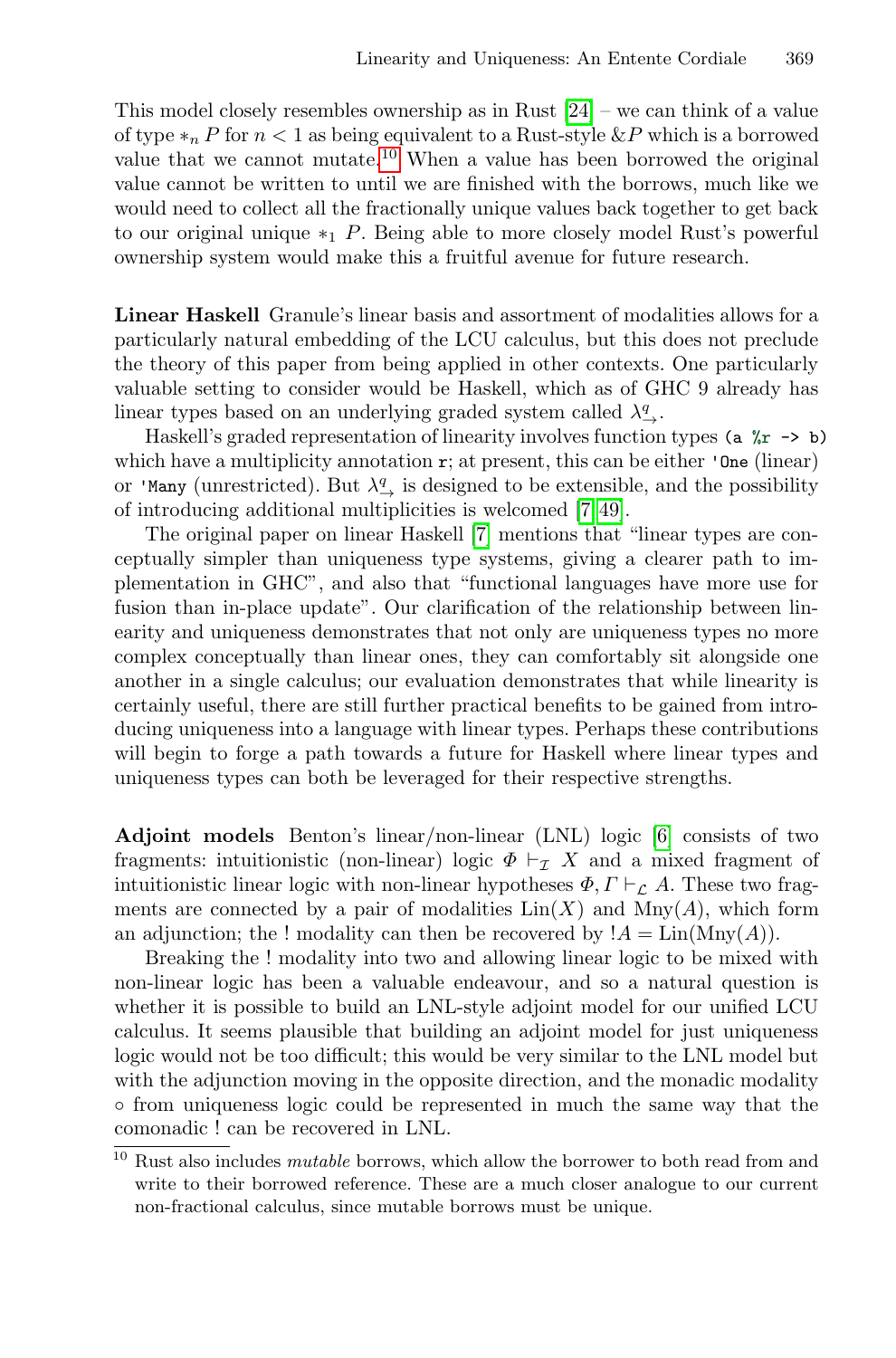This model closely resembles ownership as in Rust [24] – we can think of a value of type $*_n P$ for $n < 1$ as being equivalent to a Rust-style &$P$ which is a borrowed value that we cannot mutate.[10] When a value has been borrowed the original value cannot be written to until we are finished with the borrows, much like we would need to collect all the fractionally unique values back together to get back to our original unique $*_1 P$. Being able to more closely model Rust's powerful ownership system would make this a fruitful avenue for future research.

**Linear Haskell** Granule's linear basis and assortment of modalities allows for a particularly natural embedding of the LCU calculus, but this does not preclude the theory of this paper from being applied in other contexts. One particularly valuable setting to consider would be Haskell, which as of GHC 9 already has linear types based on an underlying graded system called $\lambda^q_\to$.

Haskell's graded representation of linearity involves function types `(a %r -> b)` which have a multiplicity annotation `r`; at present, this can be either `'One` (linear) or `'Many` (unrestricted). But $\lambda^q_\to$ is designed to be extensible, and the possibility of introducing additional multiplicities is welcomed [7,49].

The original paper on linear Haskell [7] mentions that "linear types are conceptually simpler than uniqueness type systems, giving a clearer path to implementation in GHC", and also that "functional languages have more use for fusion than in-place update". Our clarification of the relationship between linearity and uniqueness demonstrates that not only are uniqueness types no more complex conceptually than linear ones, they can comfortably sit alongside one another in a single calculus; our evaluation demonstrates that while linearity is certainly useful, there are still further practical benefits to be gained from introducing uniqueness into a language with linear types. Perhaps these contributions will begin to forge a path towards a future for Haskell where linear types and uniqueness types can both be leveraged for their respective strengths.

**Adjoint models** Benton's linear/non-linear (LNL) logic [6] consists of two fragments: intuitionistic (non-linear) logic $\Phi \vdash_{\mathcal{I}} X$ and a mixed fragment of intuitionistic linear logic with non-linear hypotheses $\Phi, \Gamma \vdash_{\mathcal{L}} A$. These two fragments are connected by a pair of modalities $\mathrm{Lin}(X)$ and $\mathrm{Mny}(A)$, which form an adjunction; the ! modality can then be recovered by $!A = \mathrm{Lin}(\mathrm{Mny}(A))$.

Breaking the ! modality into two and allowing linear logic to be mixed with non-linear logic has been a valuable endeavour, and so a natural question is whether it is possible to build an LNL-style adjoint model for our unified LCU calculus. It seems plausible that building an adjoint model for just uniqueness logic would not be too difficult; this would be very similar to the LNL model but with the adjunction moving in the opposite direction, and the monadic modality $\circ$ from uniqueness logic could be represented in much the same way that the comonadic ! can be recovered in LNL.

[10] Rust also includes *mutable* borrows, which allow the borrower to both read from and write to their borrowed reference. These are a much closer analogue to our current non-fractional calculus, since mutable borrows must be unique.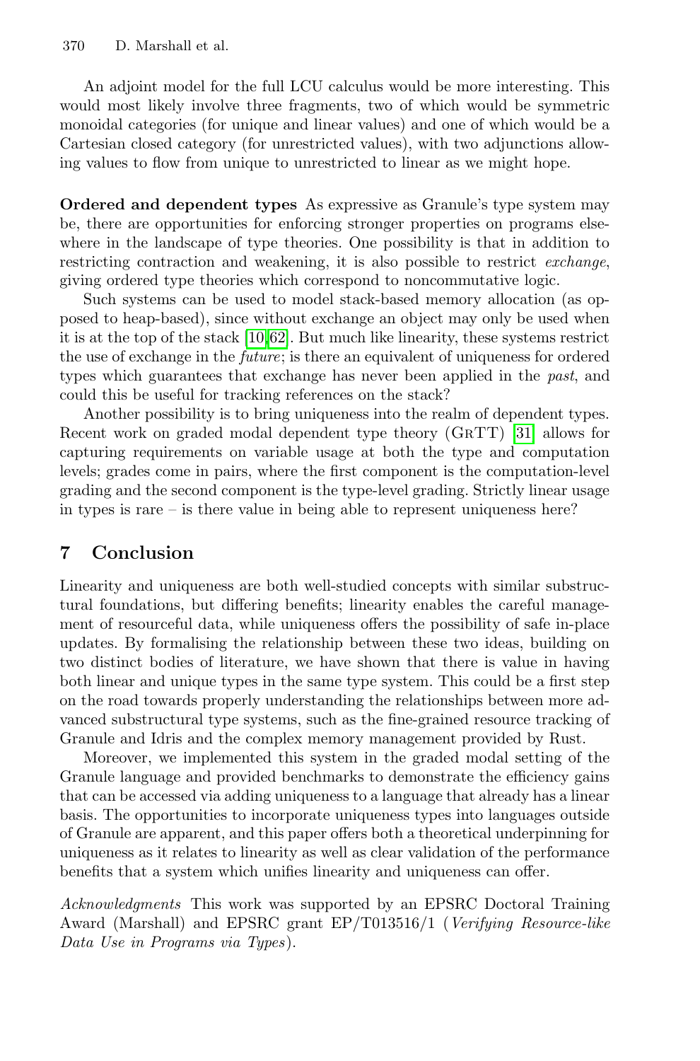An adjoint model for the full LCU calculus would be more interesting. This would most likely involve three fragments, two of which would be symmetric monoidal categories (for unique and linear values) and one of which would be a Cartesian closed category (for unrestricted values), with two adjunctions allowing values to flow from unique to unrestricted to linear as we might hope.

**Ordered and dependent types** As expressive as Granule's type system may be, there are opportunities for enforcing stronger properties on programs elsewhere in the landscape of type theories. One possibility is that in addition to restricting contraction and weakening, it is also possible to restrict *exchange*, giving ordered type theories which correspond to noncommutative logic.

Such systems can be used to model stack-based memory allocation (as opposed to heap-based), since without exchange an object may only be used when it is at the top of the stack [10,62]. But much like linearity, these systems restrict the use of exchange in the *future*; is there an equivalent of uniqueness for ordered types which guarantees that exchange has never been applied in the *past*, and could this be useful for tracking references on the stack?

Another possibility is to bring uniqueness into the realm of dependent types. Recent work on graded modal dependent type theory (GrTT) [31] allows for capturing requirements on variable usage at both the type and computation levels; grades come in pairs, where the first component is the computation-level grading and the second component is the type-level grading. Strictly linear usage in types is rare – is there value in being able to represent uniqueness here?

## 7 Conclusion

Linearity and uniqueness are both well-studied concepts with similar substructural foundations, but differing benefits; linearity enables the careful management of resourceful data, while uniqueness offers the possibility of safe in-place updates. By formalising the relationship between these two ideas, building on two distinct bodies of literature, we have shown that there is value in having both linear and unique types in the same type system. This could be a first step on the road towards properly understanding the relationships between more advanced substructural type systems, such as the fine-grained resource tracking of Granule and Idris and the complex memory management provided by Rust.

Moreover, we implemented this system in the graded modal setting of the Granule language and provided benchmarks to demonstrate the efficiency gains that can be accessed via adding uniqueness to a language that already has a linear basis. The opportunities to incorporate uniqueness types into languages outside of Granule are apparent, and this paper offers both a theoretical underpinning for uniqueness as it relates to linearity as well as clear validation of the performance benefits that a system which unifies linearity and uniqueness can offer.

*Acknowledgments* This work was supported by an EPSRC Doctoral Training Award (Marshall) and EPSRC grant EP/T013516/1 (*Verifying Resource-like Data Use in Programs via Types*).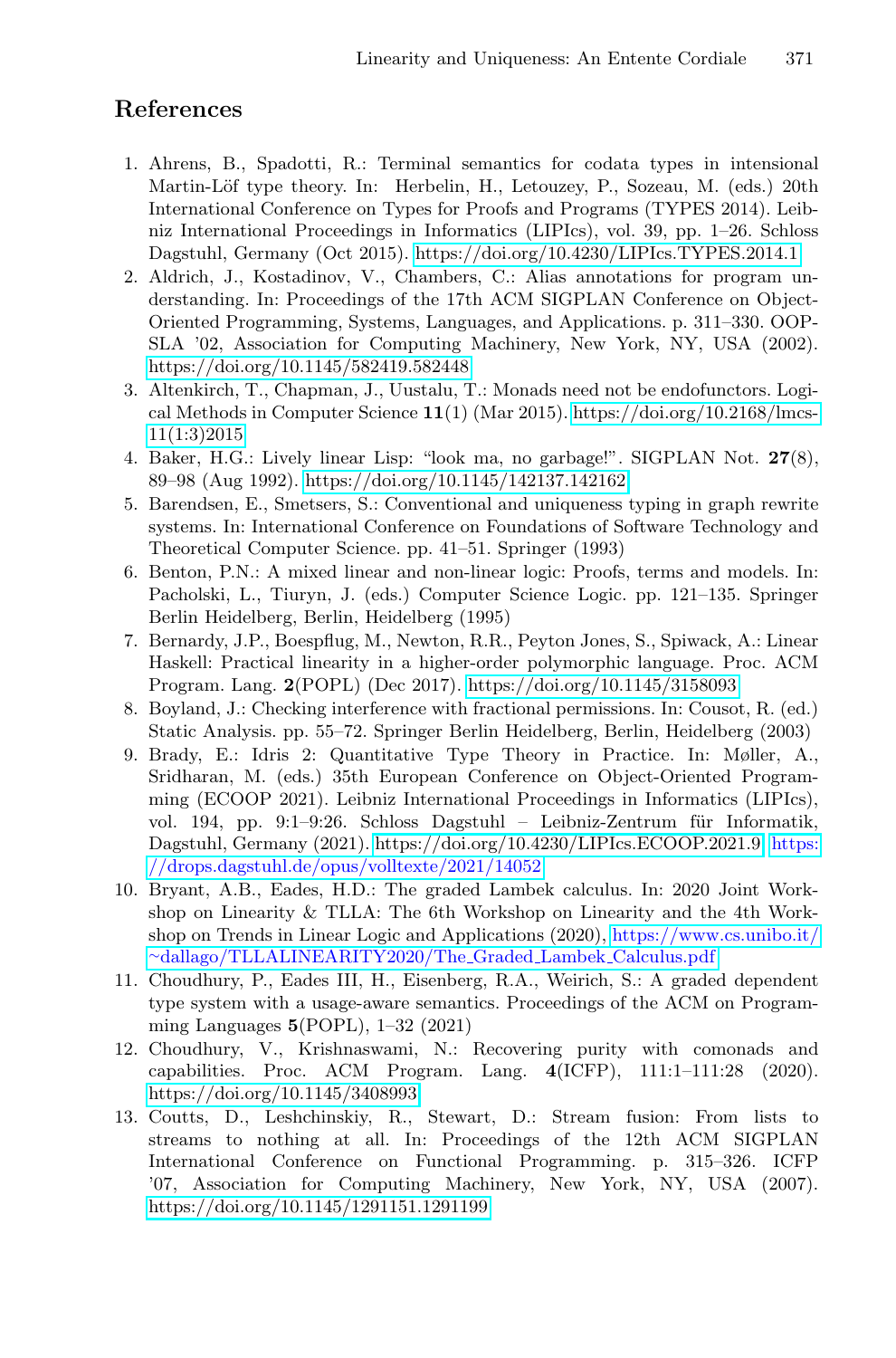## References

1. Ahrens, B., Spadotti, R.: Terminal semantics for codata types in intensional Martin-Löf type theory. In: Herbelin, H., Letouzey, P., Sozeau, M. (eds.) 20th International Conference on Types for Proofs and Programs (TYPES 2014). Leibniz International Proceedings in Informatics (LIPIcs), vol. 39, pp. 1–26. Schloss Dagstuhl, Germany (Oct 2015). https://doi.org/10.4230/LIPIcs.TYPES.2014.1
2. Aldrich, J., Kostadinov, V., Chambers, C.: Alias annotations for program understanding. In: Proceedings of the 17th ACM SIGPLAN Conference on Object-Oriented Programming, Systems, Languages, and Applications. p. 311–330. OOPSLA '02, Association for Computing Machinery, New York, NY, USA (2002). https://doi.org/10.1145/582419.582448
3. Altenkirch, T., Chapman, J., Uustalu, T.: Monads need not be endofunctors. Logical Methods in Computer Science **11**(1) (Mar 2015). https://doi.org/10.2168/lmcs-11(1:3)2015
4. Baker, H.G.: Lively linear Lisp: "look ma, no garbage!". SIGPLAN Not. **27**(8), 89–98 (Aug 1992). https://doi.org/10.1145/142137.142162
5. Barendsen, E., Smetsers, S.: Conventional and uniqueness typing in graph rewrite systems. In: International Conference on Foundations of Software Technology and Theoretical Computer Science. pp. 41–51. Springer (1993)
6. Benton, P.N.: A mixed linear and non-linear logic: Proofs, terms and models. In: Pacholski, L., Tiuryn, J. (eds.) Computer Science Logic. pp. 121–135. Springer Berlin Heidelberg, Berlin, Heidelberg (1995)
7. Bernardy, J.P., Boespflug, M., Newton, R.R., Peyton Jones, S., Spiwack, A.: Linear Haskell: Practical linearity in a higher-order polymorphic language. Proc. ACM Program. Lang. **2**(POPL) (Dec 2017). https://doi.org/10.1145/3158093
8. Boyland, J.: Checking interference with fractional permissions. In: Cousot, R. (ed.) Static Analysis. pp. 55–72. Springer Berlin Heidelberg, Berlin, Heidelberg (2003)
9. Brady, E.: Idris 2: Quantitative Type Theory in Practice. In: Møller, A., Sridharan, M. (eds.) 35th European Conference on Object-Oriented Programming (ECOOP 2021). Leibniz International Proceedings in Informatics (LIPIcs), vol. 194, pp. 9:1–9:26. Schloss Dagstuhl – Leibniz-Zentrum für Informatik, Dagstuhl, Germany (2021). https://doi.org/10.4230/LIPIcs.ECOOP.2021.9, https://drops.dagstuhl.de/opus/volltexte/2021/14052
10. Bryant, A.B., Eades, H.D.: The graded Lambek calculus. In: 2020 Joint Workshop on Linearity & TLLA: The 6th Workshop on Linearity and the 4th Workshop on Trends in Linear Logic and Applications (2020), https://www.cs.unibo.it/~dallago/TLLALINEARITY2020/The_Graded_Lambek_Calculus.pdf
11. Choudhury, P., Eades III, H., Eisenberg, R.A., Weirich, S.: A graded dependent type system with a usage-aware semantics. Proceedings of the ACM on Programming Languages **5**(POPL), 1–32 (2021)
12. Choudhury, V., Krishnaswami, N.: Recovering purity with comonads and capabilities. Proc. ACM Program. Lang. **4**(ICFP), 111:1–111:28 (2020). https://doi.org/10.1145/3408993
13. Coutts, D., Leshchinskiy, R., Stewart, D.: Stream fusion: From lists to streams to nothing at all. In: Proceedings of the 12th ACM SIGPLAN International Conference on Functional Programming. p. 315–326. ICFP '07, Association for Computing Machinery, New York, NY, USA (2007). https://doi.org/10.1145/1291151.1291199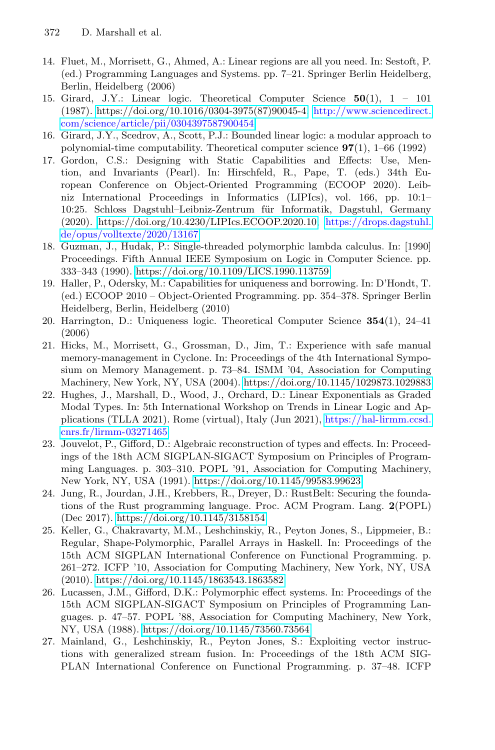14. Fluet, M., Morrisett, G., Ahmed, A.: Linear regions are all you need. In: Sestoft, P. (ed.) Programming Languages and Systems. pp. 7–21. Springer Berlin Heidelberg, Berlin, Heidelberg (2006)
15. Girard, J.Y.: Linear logic. Theoretical Computer Science **50**(1), 1 – 101 (1987). https://doi.org/10.1016/0304-3975(87)90045-4, http://www.sciencedirect.com/science/article/pii/0304397587900454
16. Girard, J.Y., Scedrov, A., Scott, P.J.: Bounded linear logic: a modular approach to polynomial-time computability. Theoretical computer science **97**(1), 1–66 (1992)
17. Gordon, C.S.: Designing with Static Capabilities and Effects: Use, Mention, and Invariants (Pearl). In: Hirschfeld, R., Pape, T. (eds.) 34th European Conference on Object-Oriented Programming (ECOOP 2020). Leibniz International Proceedings in Informatics (LIPIcs), vol. 166, pp. 10:1–10:25. Schloss Dagstuhl–Leibniz-Zentrum für Informatik, Dagstuhl, Germany (2020). https://doi.org/10.4230/LIPIcs.ECOOP.2020.10, https://drops.dagstuhl.de/opus/volltexte/2020/13167
18. Guzman, J., Hudak, P.: Single-threaded polymorphic lambda calculus. In: [1990] Proceedings. Fifth Annual IEEE Symposium on Logic in Computer Science. pp. 333–343 (1990). https://doi.org/10.1109/LICS.1990.113759
19. Haller, P., Odersky, M.: Capabilities for uniqueness and borrowing. In: D'Hondt, T. (ed.) ECOOP 2010 – Object-Oriented Programming. pp. 354–378. Springer Berlin Heidelberg, Berlin, Heidelberg (2010)
20. Harrington, D.: Uniqueness logic. Theoretical Computer Science **354**(1), 24–41 (2006)
21. Hicks, M., Morrisett, G., Grossman, D., Jim, T.: Experience with safe manual memory-management in Cyclone. In: Proceedings of the 4th International Symposium on Memory Management. p. 73–84. ISMM '04, Association for Computing Machinery, New York, NY, USA (2004). https://doi.org/10.1145/1029873.1029883
22. Hughes, J., Marshall, D., Wood, J., Orchard, D.: Linear Exponentials as Graded Modal Types. In: 5th International Workshop on Trends in Linear Logic and Applications (TLLA 2021). Rome (virtual), Italy (Jun 2021), https://hal-lirmm.ccsd.cnrs.fr/lirmm-03271465
23. Jouvelot, P., Gifford, D.: Algebraic reconstruction of types and effects. In: Proceedings of the 18th ACM SIGPLAN-SIGACT Symposium on Principles of Programming Languages. p. 303–310. POPL '91, Association for Computing Machinery, New York, NY, USA (1991). https://doi.org/10.1145/99583.99623
24. Jung, R., Jourdan, J.H., Krebbers, R., Dreyer, D.: RustBelt: Securing the foundations of the Rust programming language. Proc. ACM Program. Lang. **2**(POPL) (Dec 2017). https://doi.org/10.1145/3158154
25. Keller, G., Chakravarty, M.M., Leshchinskiy, R., Peyton Jones, S., Lippmeier, B.: Regular, Shape-Polymorphic, Parallel Arrays in Haskell. In: Proceedings of the 15th ACM SIGPLAN International Conference on Functional Programming. p. 261–272. ICFP '10, Association for Computing Machinery, New York, NY, USA (2010). https://doi.org/10.1145/1863543.1863582
26. Lucassen, J.M., Gifford, D.K.: Polymorphic effect systems. In: Proceedings of the 15th ACM SIGPLAN-SIGACT Symposium on Principles of Programming Languages. p. 47–57. POPL '88, Association for Computing Machinery, New York, NY, USA (1988). https://doi.org/10.1145/73560.73564
27. Mainland, G., Leshchinskiy, R., Peyton Jones, S.: Exploiting vector instructions with generalized stream fusion. In: Proceedings of the 18th ACM SIGPLAN International Conference on Functional Programming. p. 37–48. ICFP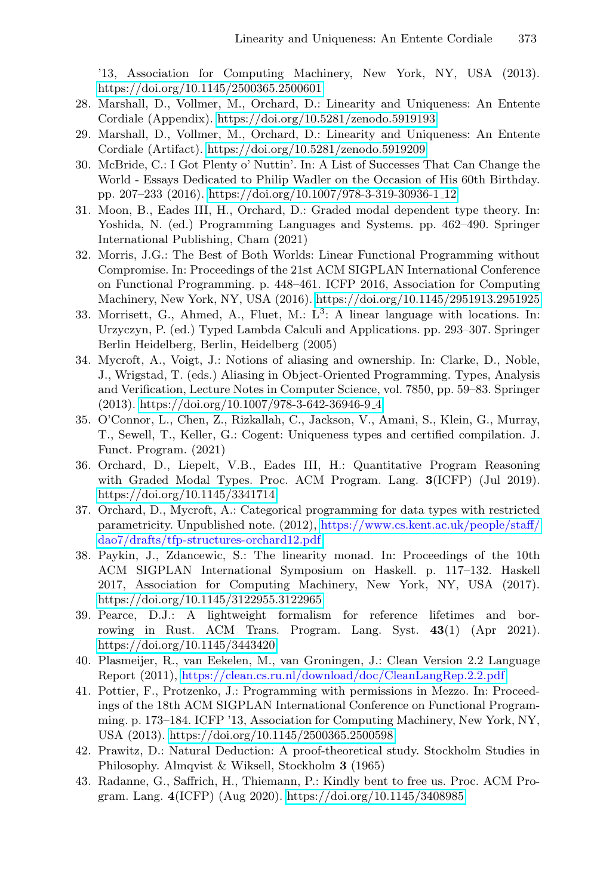'13, Association for Computing Machinery, New York, NY, USA (2013). https://doi.org/10.1145/2500365.2500601

28. Marshall, D., Vollmer, M., Orchard, D.: Linearity and Uniqueness: An Entente Cordiale (Appendix). https://doi.org/10.5281/zenodo.5919193
29. Marshall, D., Vollmer, M., Orchard, D.: Linearity and Uniqueness: An Entente Cordiale (Artifact). https://doi.org/10.5281/zenodo.5919209
30. McBride, C.: I Got Plenty o' Nuttin'. In: A List of Successes That Can Change the World - Essays Dedicated to Philip Wadler on the Occasion of His 60th Birthday. pp. 207–233 (2016). https://doi.org/10.1007/978-3-319-30936-1_12
31. Moon, B., Eades III, H., Orchard, D.: Graded modal dependent type theory. In: Yoshida, N. (ed.) Programming Languages and Systems. pp. 462–490. Springer International Publishing, Cham (2021)
32. Morris, J.G.: The Best of Both Worlds: Linear Functional Programming without Compromise. In: Proceedings of the 21st ACM SIGPLAN International Conference on Functional Programming. p. 448–461. ICFP 2016, Association for Computing Machinery, New York, NY, USA (2016). https://doi.org/10.1145/2951913.2951925
33. Morrisett, G., Ahmed, A., Fluet, M.: $L^3$: A linear language with locations. In: Urzyczyn, P. (ed.) Typed Lambda Calculi and Applications. pp. 293–307. Springer Berlin Heidelberg, Berlin, Heidelberg (2005)
34. Mycroft, A., Voigt, J.: Notions of aliasing and ownership. In: Clarke, D., Noble, J., Wrigstad, T. (eds.) Aliasing in Object-Oriented Programming. Types, Analysis and Verification, Lecture Notes in Computer Science, vol. 7850, pp. 59–83. Springer (2013). https://doi.org/10.1007/978-3-642-36946-9_4
35. O'Connor, L., Chen, Z., Rizkallah, C., Jackson, V., Amani, S., Klein, G., Murray, T., Sewell, T., Keller, G.: Cogent: Uniqueness types and certified compilation. J. Funct. Program. (2021)
36. Orchard, D., Liepelt, V.B., Eades III, H.: Quantitative Program Reasoning with Graded Modal Types. Proc. ACM Program. Lang. **3**(ICFP) (Jul 2019). https://doi.org/10.1145/3341714
37. Orchard, D., Mycroft, A.: Categorical programming for data types with restricted parametricity. Unpublished note. (2012), https://www.cs.kent.ac.uk/people/staff/dao7/drafts/tfp-structures-orchard12.pdf
38. Paykin, J., Zdancewic, S.: The linearity monad. In: Proceedings of the 10th ACM SIGPLAN International Symposium on Haskell. p. 117–132. Haskell 2017, Association for Computing Machinery, New York, NY, USA (2017). https://doi.org/10.1145/3122955.3122965
39. Pearce, D.J.: A lightweight formalism for reference lifetimes and borrowing in Rust. ACM Trans. Program. Lang. Syst. **43**(1) (Apr 2021). https://doi.org/10.1145/3443420
40. Plasmeijer, R., van Eekelen, M., van Groningen, J.: Clean Version 2.2 Language Report (2011), https://clean.cs.ru.nl/download/doc/CleanLangRep.2.2.pdf
41. Pottier, F., Protzenko, J.: Programming with permissions in Mezzo. In: Proceedings of the 18th ACM SIGPLAN International Conference on Functional Programming. p. 173–184. ICFP '13, Association for Computing Machinery, New York, NY, USA (2013). https://doi.org/10.1145/2500365.2500598
42. Prawitz, D.: Natural Deduction: A proof-theoretical study. Stockholm Studies in Philosophy. Almqvist & Wiksell, Stockholm **3** (1965)
43. Radanne, G., Saffrich, H., Thiemann, P.: Kindly bent to free us. Proc. ACM Program. Lang. **4**(ICFP) (Aug 2020). https://doi.org/10.1145/3408985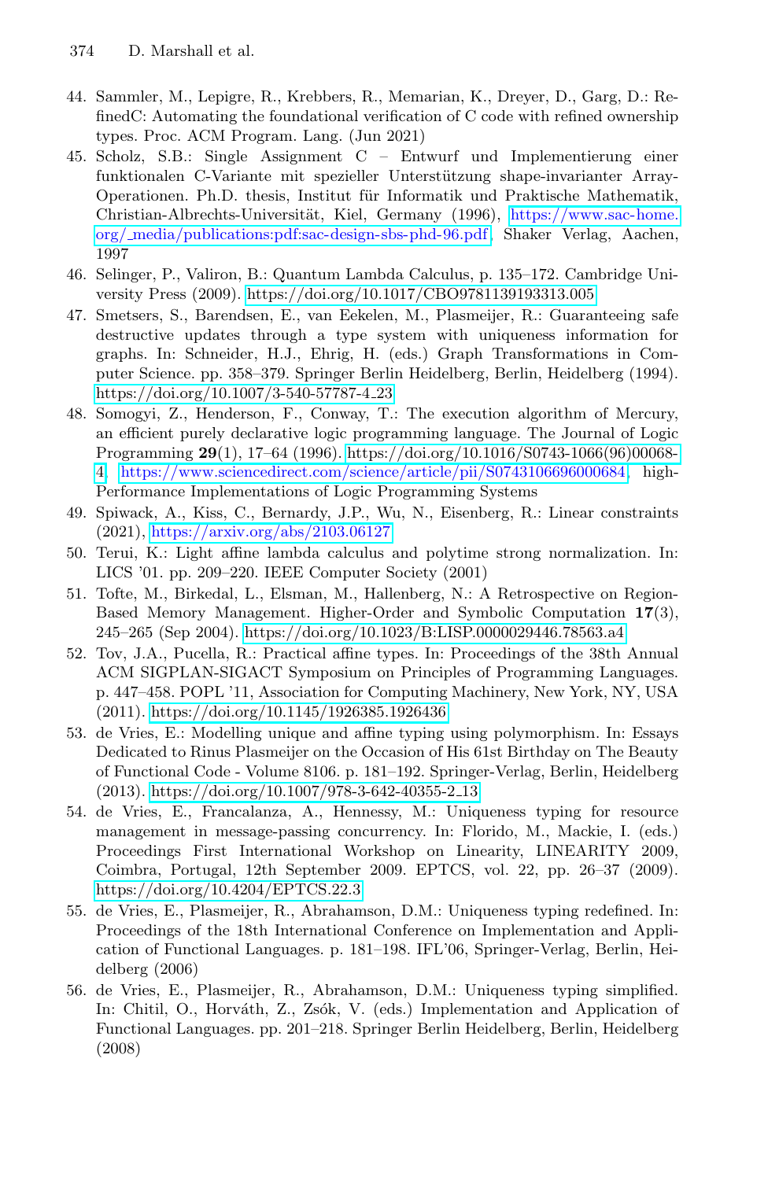44. Sammler, M., Lepigre, R., Krebbers, R., Memarian, K., Dreyer, D., Garg, D.: RefinedC: Automating the foundational verification of C code with refined ownership types. Proc. ACM Program. Lang. (Jun 2021)
45. Scholz, S.B.: Single Assignment C – Entwurf und Implementierung einer funktionalen C-Variante mit spezieller Unterstützung shape-invarianter Array-Operationen. Ph.D. thesis, Institut für Informatik und Praktische Mathematik, Christian-Albrechts-Universität, Kiel, Germany (1996), https://www.sac-home.org/_media/publications:pdf:sac-design-sbs-phd-96.pdf, Shaker Verlag, Aachen, 1997
46. Selinger, P., Valiron, B.: Quantum Lambda Calculus, p. 135–172. Cambridge University Press (2009). https://doi.org/10.1017/CBO9781139193313.005
47. Smetsers, S., Barendsen, E., van Eekelen, M., Plasmeijer, R.: Guaranteeing safe destructive updates through a type system with uniqueness information for graphs. In: Schneider, H.J., Ehrig, H. (eds.) Graph Transformations in Computer Science. pp. 358–379. Springer Berlin Heidelberg, Berlin, Heidelberg (1994). https://doi.org/10.1007/3-540-57787-4_23
48. Somogyi, Z., Henderson, F., Conway, T.: The execution algorithm of Mercury, an efficient purely declarative logic programming language. The Journal of Logic Programming **29**(1), 17–64 (1996). https://doi.org/10.1016/S0743-1066(96)00068-4, https://www.sciencedirect.com/science/article/pii/S0743106696000684, high-Performance Implementations of Logic Programming Systems
49. Spiwack, A., Kiss, C., Bernardy, J.P., Wu, N., Eisenberg, R.: Linear constraints (2021), https://arxiv.org/abs/2103.06127
50. Terui, K.: Light affine lambda calculus and polytime strong normalization. In: LICS '01. pp. 209–220. IEEE Computer Society (2001)
51. Tofte, M., Birkedal, L., Elsman, M., Hallenberg, N.: A Retrospective on Region-Based Memory Management. Higher-Order and Symbolic Computation **17**(3), 245–265 (Sep 2004). https://doi.org/10.1023/B:LISP.0000029446.78563.a4
52. Tov, J.A., Pucella, R.: Practical affine types. In: Proceedings of the 38th Annual ACM SIGPLAN-SIGACT Symposium on Principles of Programming Languages. p. 447–458. POPL '11, Association for Computing Machinery, New York, NY, USA (2011). https://doi.org/10.1145/1926385.1926436
53. de Vries, E.: Modelling unique and affine typing using polymorphism. In: Essays Dedicated to Rinus Plasmeijer on the Occasion of His 61st Birthday on The Beauty of Functional Code - Volume 8106. p. 181–192. Springer-Verlag, Berlin, Heidelberg (2013). https://doi.org/10.1007/978-3-642-40355-2_13
54. de Vries, E., Francalanza, A., Hennessy, M.: Uniqueness typing for resource management in message-passing concurrency. In: Florido, M., Mackie, I. (eds.) Proceedings First International Workshop on Linearity, LINEARITY 2009, Coimbra, Portugal, 12th September 2009. EPTCS, vol. 22, pp. 26–37 (2009). https://doi.org/10.4204/EPTCS.22.3
55. de Vries, E., Plasmeijer, R., Abrahamson, D.M.: Uniqueness typing redefined. In: Proceedings of the 18th International Conference on Implementation and Application of Functional Languages. p. 181–198. IFL'06, Springer-Verlag, Berlin, Heidelberg (2006)
56. de Vries, E., Plasmeijer, R., Abrahamson, D.M.: Uniqueness typing simplified. In: Chitil, O., Horváth, Z., Zsók, V. (eds.) Implementation and Application of Functional Languages. pp. 201–218. Springer Berlin Heidelberg, Berlin, Heidelberg (2008)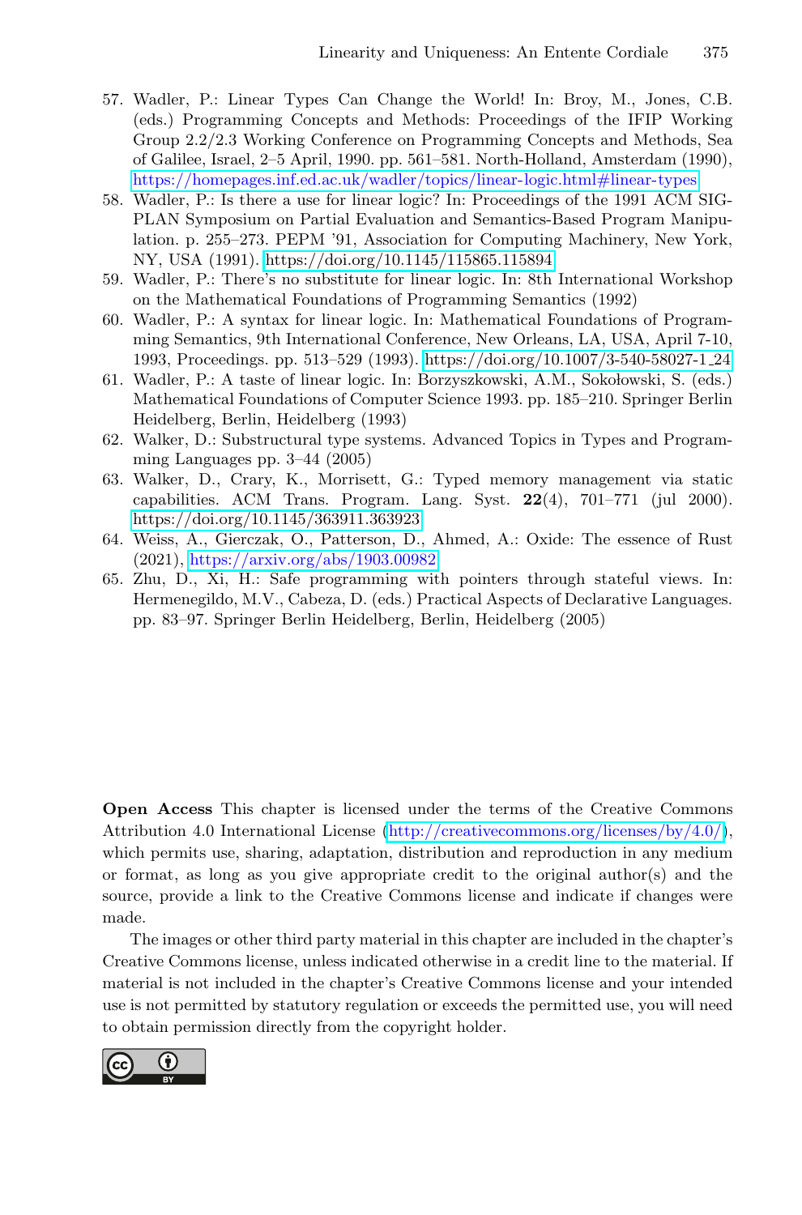57. Wadler, P.: Linear Types Can Change the World! In: Broy, M., Jones, C.B. (eds.) Programming Concepts and Methods: Proceedings of the IFIP Working Group 2.2/2.3 Working Conference on Programming Concepts and Methods, Sea of Galilee, Israel, 2–5 April, 1990. pp. 561–581. North-Holland, Amsterdam (1990), https://homepages.inf.ed.ac.uk/wadler/topics/linear-logic.html#linear-types
58. Wadler, P.: Is there a use for linear logic? In: Proceedings of the 1991 ACM SIGPLAN Symposium on Partial Evaluation and Semantics-Based Program Manipulation. p. 255–273. PEPM '91, Association for Computing Machinery, New York, NY, USA (1991). https://doi.org/10.1145/115865.115894
59. Wadler, P.: There's no substitute for linear logic. In: 8th International Workshop on the Mathematical Foundations of Programming Semantics (1992)
60. Wadler, P.: A syntax for linear logic. In: Mathematical Foundations of Programming Semantics, 9th International Conference, New Orleans, LA, USA, April 7-10, 1993, Proceedings. pp. 513–529 (1993). https://doi.org/10.1007/3-540-58027-1_24
61. Wadler, P.: A taste of linear logic. In: Borzyszkowski, A.M., Sokołowski, S. (eds.) Mathematical Foundations of Computer Science 1993. pp. 185–210. Springer Berlin Heidelberg, Berlin, Heidelberg (1993)
62. Walker, D.: Substructural type systems. Advanced Topics in Types and Programming Languages pp. 3–44 (2005)
63. Walker, D., Crary, K., Morrisett, G.: Typed memory management via static capabilities. ACM Trans. Program. Lang. Syst. **22**(4), 701–771 (jul 2000). https://doi.org/10.1145/363911.363923
64. Weiss, A., Gierczak, O., Patterson, D., Ahmed, A.: Oxide: The essence of Rust (2021), https://arxiv.org/abs/1903.00982
65. Zhu, D., Xi, H.: Safe programming with pointers through stateful views. In: Hermenegildo, M.V., Cabeza, D. (eds.) Practical Aspects of Declarative Languages. pp. 83–97. Springer Berlin Heidelberg, Berlin, Heidelberg (2005)

**Open Access** This chapter is licensed under the terms of the Creative Commons Attribution 4.0 International License (http://creativecommons.org/licenses/by/4.0/), which permits use, sharing, adaptation, distribution and reproduction in any medium or format, as long as you give appropriate credit to the original author(s) and the source, provide a link to the Creative Commons license and indicate if changes were made.

The images or other third party material in this chapter are included in the chapter's Creative Commons license, unless indicated otherwise in a credit line to the material. If material is not included in the chapter's Creative Commons license and your intended use is not permitted by statutory regulation or exceeds the permitted use, you will need to obtain permission directly from the copyright holder.